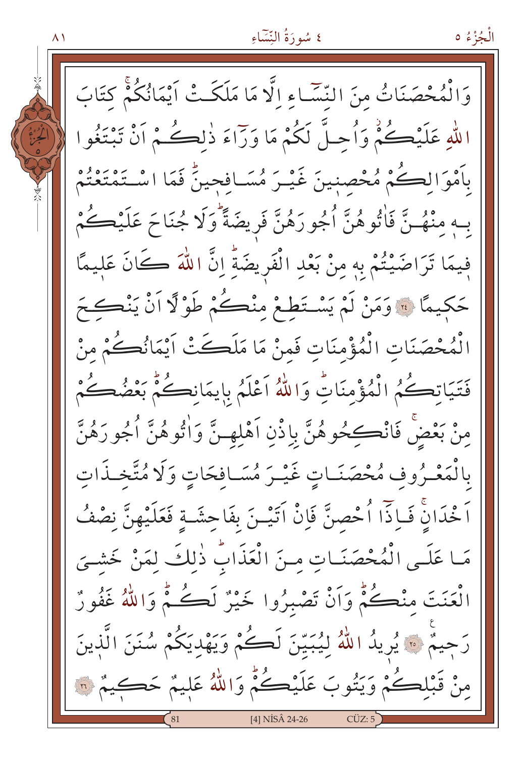وَالْمُحْصَنَاتُ مِنَ النِّسَاءِ اِلَّا مَا مَلَكَتْ اَيْمَانُكُمْۚ كِتَابَ

اللّٰهِ عَلَيْكُمْۚ وَاُحِلَّ لَكُمْ مَا وَرَاءَ ذٰلِكُمْ اَنْ تَبْتَغُوا

بِاَمْوَالِكُمْ مُحْصِنِينَ غَيْرَ مُسَافِحِينَۜ فَمَا اسْتَمْتَعْتُمْ

بِهٖ مِنْهُنَّ فَاٰتُوهُنَّ اُجُورَهُنَّ فَرِيضَةًۜ وَلَا جُنَاحَ عَلَيْكُمْ

فِيمَا تَرَاضَيْتُمْ بِهٖ مِنْ بَعْدِ الْفَرِيضَةِۜ اِنَّ اللّٰهَ كَانَ عَلِيمًا

حَكِيمًا ﴿٢٤﴾ وَمَنْ لَمْ يَسْتَطِعْ مِنْكُمْ طَوْلًا اَنْ يَنْكِحَ

الْمُحْصَنَاتِ الْمُؤْمِنَاتِ فَمِنْ مَا مَلَكَتْ اَيْمَانُكُمْ مِنْ

فَتَيَاتِكُمُ الْمُؤْمِنَاتِۜ وَاللّٰهُ اَعْلَمُ بِاِيمَانِكُمْۜ بَعْضُكُمْ

مِنْ بَعْضٍۚ فَانْكِحُوهُنَّ بِاِذْنِ اَهْلِهِنَّ وَاٰتُوهُنَّ اُجُورَهُنَّ

بِالْمَعْرُوفِ مُحْصَنَاتٍ غَيْرَ مُسَافِحَاتٍ وَلَا مُتَّخِذَاتِ

اَخْدَانٍۚ فَاِذَا اُحْصِنَّ فَاِنْ اَتَيْنَ بِفَاحِشَةٍ فَعَلَيْهِنَّ نِصْفُ

مَا عَلَى الْمُحْصَنَاتِ مِنَ الْعَذَابِۜ ذٰلِكَ لِمَنْ خَشِيَ

الْعَنَتَ مِنْكُمْۜ وَاَنْ تَصْبِرُوا خَيْرٌ لَكُمْۜ وَاللّٰهُ غَفُورٌ

رَحِيمٌ ﴿٢٥﴾ يُرِيدُ اللّٰهُ لِيُبَيِّنَ لَكُمْ وَيَهْدِيَكُمْ سُنَنَ الَّذِينَ

مِنْ قَبْلِكُمْ وَيَتُوبَ عَلَيْكُمْۜ وَاللّٰهُ عَلِيمٌ حَكِيمٌ ﴿٢٦﴾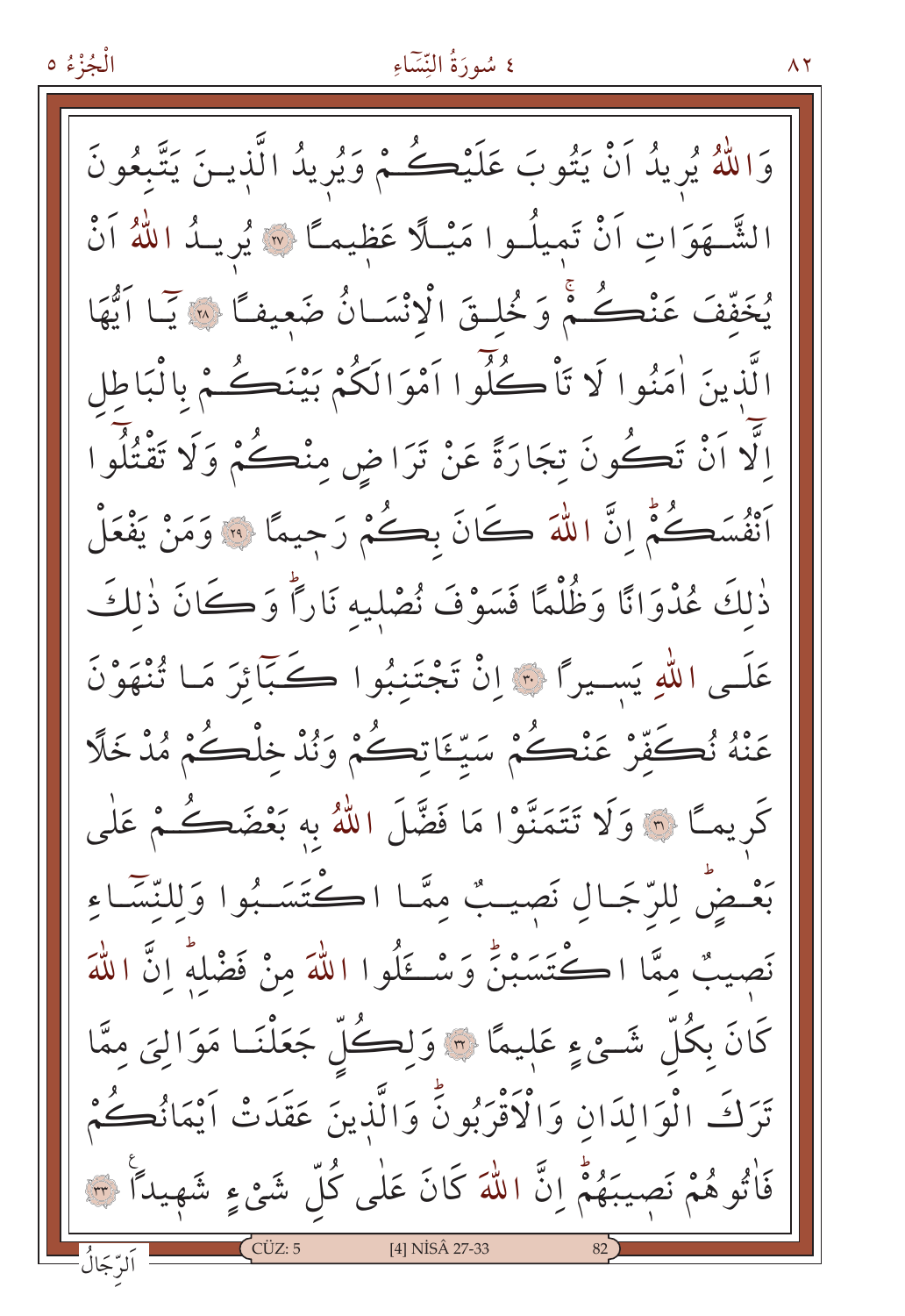وَاللّٰهُ يُر۪يدُ اَنْ يَتُوبَ عَلَيْكُمْ وَيُر۪يدُ الَّذ۪ينَ يَتَّبِعُونَ الشَّهَوَاتِ اَنْ تَم۪يلُوا مَيْلًا عَظ۪يمًا ﴿٢٧﴾ يُر۪يدُ اللّٰهُ اَنْ يُخَفِّفَ عَنْكُمْۚ وَخُلِقَ الْاِنْسَانُ ضَع۪يفًا ﴿٢٨﴾ يَٓا اَيُّهَا الَّذ۪ينَ اٰمَنُوا لَا تَأْكُلُٓوا اَمْوَالَكُمْ بَيْنَكُمْ بِالْبَاطِلِ اِلَّٓا اَنْ تَكُونَ تِجَارَةً عَنْ تَرَاضٍ مِنْكُمْ وَلَا تَقْتُلُٓوا اَنْفُسَكُمْۜ اِنَّ اللّٰهَ كَانَ بِكُمْ رَح۪يمًا ﴿٢٩﴾ وَمَنْ يَفْعَلْ ذٰلِكَ عُدْوَانًا وَظُلْمًا فَسَوْفَ نُصْل۪يهِ نَارًاۜ وَكَانَ ذٰلِكَ عَلَى اللّٰهِ يَس۪يرًا ﴿٣٠﴾ اِنْ تَجْتَنِبُوا كَبَٓائِرَ مَا تُنْهَوْنَ عَنْهُ نُكَفِّرْ عَنْكُمْ سَيِّـَٔاتِكُمْ وَنُدْخِلْكُمْ مُدْخَلًا كَر۪يمًا ﴿٣١﴾ وَلَا تَتَمَنَّوْا مَا فَضَّلَ اللّٰهُ بِه۪ بَعْضَكُمْ عَلٰى بَعْضٍۜ لِلرِّجَالِ نَص۪يبٌ مِمَّا اكْتَسَبُواۜ وَلِلنِّسَٓاءِ نَص۪يبٌ مِمَّا اكْتَسَبْنَۜ وَسْـَٔلُوا اللّٰهَ مِنْ فَضْلِه۪ۜ اِنَّ اللّٰهَ كَانَ بِكُلِّ شَيْءٍ عَل۪يمًا ﴿٣٢﴾ وَلِكُلٍّ جَعَلْنَا مَوَالِيَ مِمَّا تَرَكَ الْوَالِدَانِ وَالْاَقْرَبُونَۜ وَالَّذ۪ينَ عَقَدَتْ اَيْمَانُكُمْ فَاٰتُوهُمْ نَص۪يبَهُمْۜ اِنَّ اللّٰهَ كَانَ عَلٰى كُلِّ شَيْءٍ شَه۪يدًا ﴿٣٣﴾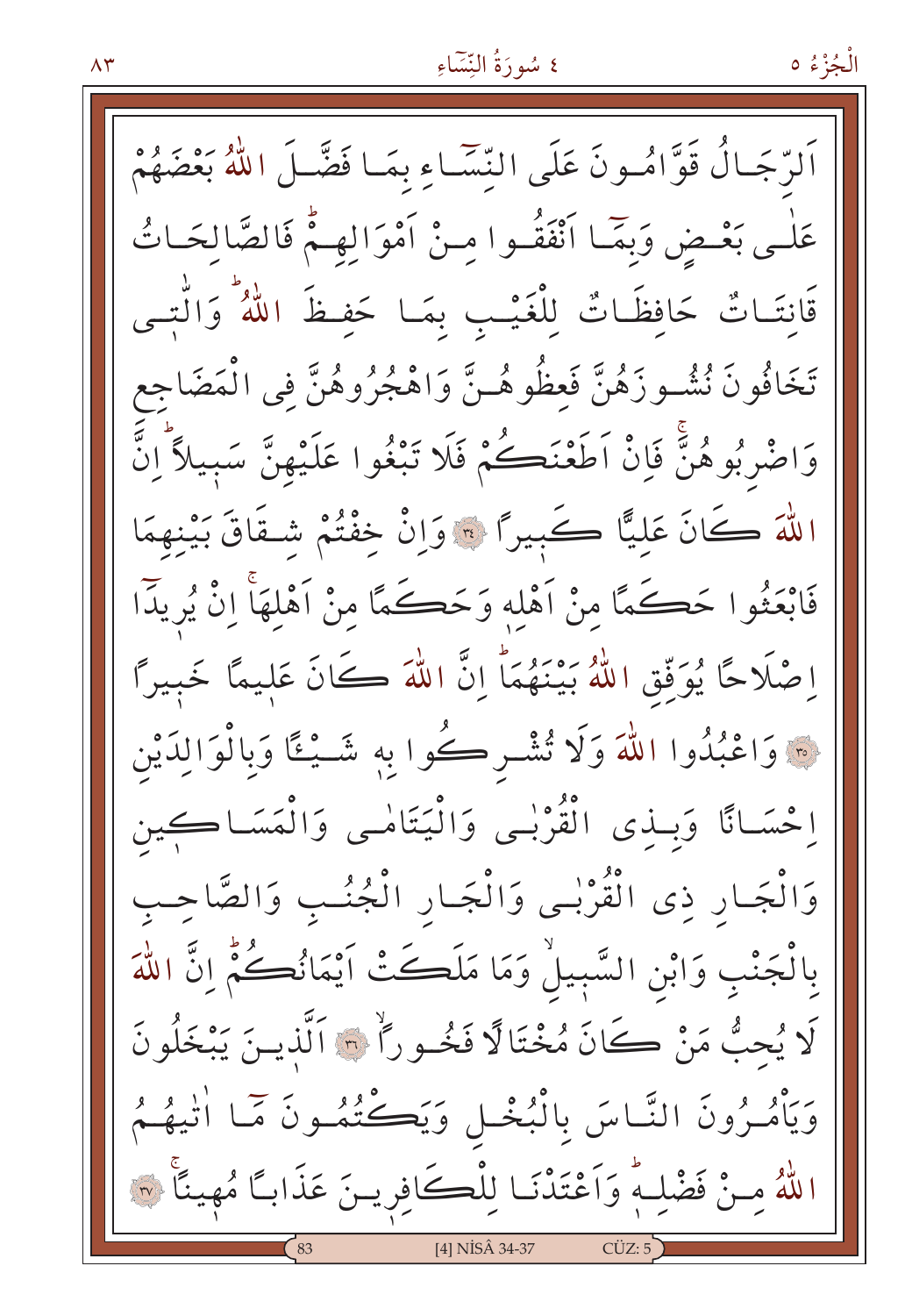اَلرِّجَالُ قَوَّامُونَ عَلَى النِّسَٓاءِ بِمَا فَضَّلَ اللّٰهُ بَعْضَهُمْ
عَلٰى بَعْضٍ وَبِمَٓا اَنْفَقُوا مِنْ اَمْوَالِهِمْۜ فَالصَّالِحَاتُ
قَانِتَاتٌ حَافِظَاتٌ لِلْغَيْبِ بِمَا حَفِظَ اللّٰهُۜ وَالّٰت۪ي
تَخَافُونَ نُشُوزَهُنَّ فَعِظُوهُنَّ وَاهْجُرُوهُنَّ فِي الْمَضَاجِعِ
وَاضْرِبُوهُنَّۚ فَاِنْ اَطَعْنَكُمْ فَلَا تَبْغُوا عَلَيْهِنَّ سَب۪يلاًۜ اِنَّ
اللّٰهَ كَانَ عَلِيًّا كَب۪يراً ﴿٣٤﴾ وَاِنْ خِفْتُمْ شِقَاقَ بَيْنِهِمَا
فَابْعَثُوا حَكَمًا مِنْ اَهْلِه۪ وَحَكَمًا مِنْ اَهْلِهَاۚ اِنْ يُر۪يدَٓا
اِصْلَاحًا يُوَفِّقِ اللّٰهُ بَيْنَهُمَاۜ اِنَّ اللّٰهَ كَانَ عَل۪يمًا خَب۪يراً
﴿٣٥﴾ وَاعْبُدُوا اللّٰهَ وَلَا تُشْرِكُوا بِه۪ شَيْـًٔا وَبِالْوَالِدَيْنِ
اِحْسَانًا وَبِذِي الْقُرْبٰى وَالْيَتَامٰى وَالْمَسَاك۪ينِ
وَالْجَارِ ذِي الْقُرْبٰى وَالْجَارِ الْجُنُبِ وَالصَّاحِبِ
بِالْجَنْبِ وَابْنِ السَّب۪يلِۙ وَمَا مَلَكَتْ اَيْمَانُكُمْۜ اِنَّ اللّٰهَ
لَا يُحِبُّ مَنْ كَانَ مُخْتَالًا فَخُوراًۙ ﴿٣٦﴾ اَلَّذ۪ينَ يَبْخَلُونَ
وَيَأْمُرُونَ النَّاسَ بِالْبُخْلِ وَيَكْتُمُونَ مَٓا اٰتٰيهُمُ
اللّٰهُ مِنْ فَضْلِه۪ۜ وَاَعْتَدْنَا لِلْكَافِر۪ينَ عَذَاباً مُه۪يناًۚ ﴿٣٧﴾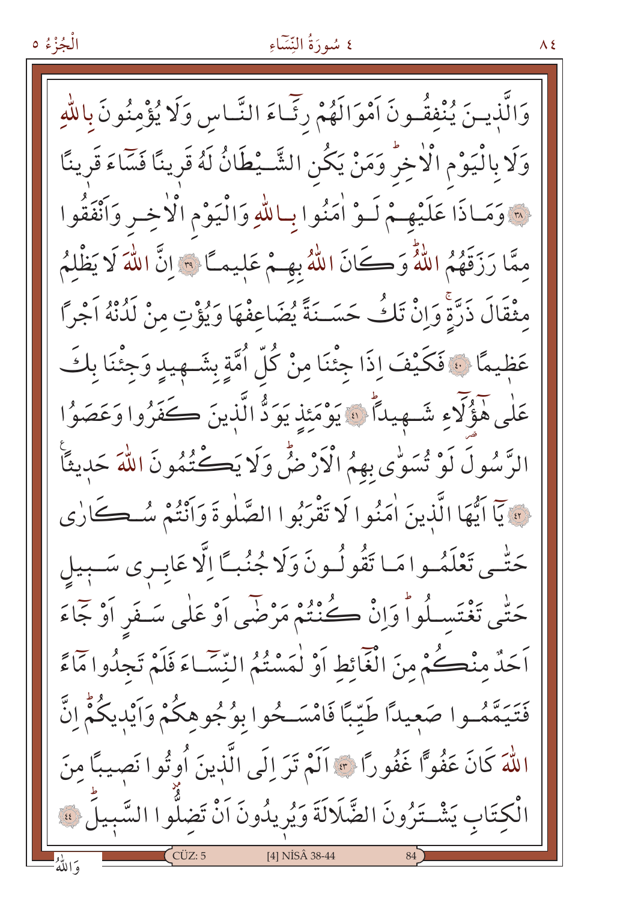وَالَّذِينَ يُنْفِقُونَ اَمْوَالَهُمْ رِئَٓاءَ النَّاسِ وَلَا يُؤْمِنُونَ بِاللّٰهِ وَلَا بِالْيَوْمِ الْاٰخِرِۜ وَمَنْ يَكُنِ الشَّيْطَانُ لَهُ قَرِينًا فَسَٓاءَ قَرِينًا ﴿٣٨﴾ وَمَاذَا عَلَيْهِمْ لَوْ اٰمَنُوا بِاللّٰهِ وَالْيَوْمِ الْاٰخِرِ وَاَنْفَقُوا مِمَّا رَزَقَهُمُ اللّٰهُۜ وَكَانَ اللّٰهُ بِهِمْ عَلِيمًا ﴿٣٩﴾ اِنَّ اللّٰهَ لَا يَظْلِمُ مِثْقَالَ ذَرَّةٍۚ وَاِنْ تَكُ حَسَنَةً يُضَاعِفْهَا وَيُؤْتِ مِنْ لَدُنْهُ اَجْرًا عَظِيمًا ﴿٤٠﴾ فَكَيْفَ اِذَا جِئْنَا مِنْ كُلِّ اُمَّةٍ بِشَهِيدٍ وَجِئْنَا بِكَ عَلٰى هٰٓؤُلَٓاءِ شَهِيدًاۜ ﴿٤١﴾ يَوْمَئِذٍ يَوَدُّ الَّذِينَ كَفَرُوا وَعَصَوُا الرَّسُولَ لَوْ تُسَوّٰى بِهِمُ الْاَرْضُۜ وَلَا يَكْتُمُونَ اللّٰهَ حَدِيثًا ﴿٤٢﴾ يَٓا اَيُّهَا الَّذِينَ اٰمَنُوا لَا تَقْرَبُوا الصَّلٰوةَ وَاَنْتُمْ سُكَارٰى حَتّٰى تَعْلَمُوا مَا تَقُولُونَ وَلَا جُنُبًا اِلَّا عَابِرِي سَبِيلٍ حَتّٰى تَغْتَسِلُواۜ وَاِنْ كُنْتُمْ مَرْضٰٓى اَوْ عَلٰى سَفَرٍ اَوْ جَٓاءَ اَحَدٌ مِنْكُمْ مِنَ الْغَٓائِطِ اَوْ لٰمَسْتُمُ النِّسَٓاءَ فَلَمْ تَجِدُوا مَٓاءً فَتَيَمَّمُوا صَعِيدًا طَيِّبًا فَامْسَحُوا بِوُجُوهِكُمْ وَاَيْدِيكُمْۜ اِنَّ اللّٰهَ كَانَ عَفُوًّا غَفُورًا ﴿٤٣﴾ اَلَمْ تَرَ اِلَى الَّذِينَ اُوتُوا نَصِيبًا مِنَ الْكِتَابِ يَشْتَرُونَ الضَّلَالَةَ وَيُرِيدُونَ اَنْ تَضِلُّوا السَّبِيلَۜ ﴿٤٤﴾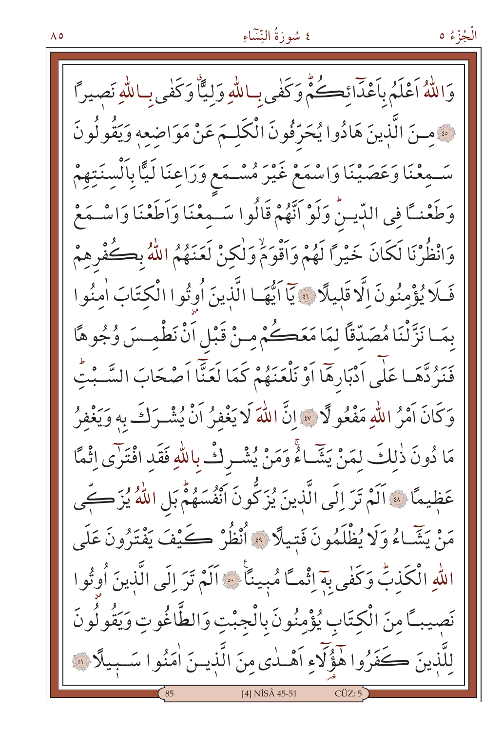وَاللّٰهُ اَعْلَمُ بِاَعْدَٓائِكُمْؕ وَكَفٰى بِاللّٰهِ وَلِيًّاۘ وَكَفٰى بِاللّٰهِ نَص۪يراً ﴿٤٥﴾ مِنَ الَّذ۪ينَ هَادُوا يُحَرِّفُونَ الْكَلِمَ عَنْ مَوَاضِعِه۪ وَيَقُولُونَ سَمِعْنَا وَعَصَيْنَا وَاسْمَعْ غَيْرَ مُسْمَعٍ وَرَاعِنَا لَيًّا بِاَلْسِنَتِهِمْ وَطَعْناً فِي الدّ۪ينِؕ وَلَوْ اَنَّهُمْ قَالُوا سَمِعْنَا وَاَطَعْنَا وَاسْمَعْ وَانْظُرْنَا لَكَانَ خَيْراً لَهُمْ وَاَقْوَمَۙ وَلٰكِنْ لَعَنَهُمُ اللّٰهُ بِكُفْرِهِمْ فَلَا يُؤْمِنُونَ اِلَّا قَل۪يلاً ﴿٤٦﴾ يَٓا اَيُّهَا الَّذ۪ينَ اُو۫تُوا الْكِتَابَ اٰمِنُوا بِمَا نَزَّلْنَا مُصَدِّقاً لِمَا مَعَكُمْ مِنْ قَبْلِ اَنْ نَطْمِسَ وُجُوهاً فَنَرُدَّهَا عَلٰٓى اَدْبَارِهَٓا اَوْ نَلْعَنَهُمْ كَمَا لَعَنَّٓا اَصْحَابَ السَّبْتِؕ وَكَانَ اَمْرُ اللّٰهِ مَفْعُولاً ﴿٤٧﴾ اِنَّ اللّٰهَ لَا يَغْفِرُ اَنْ يُشْرَكَ بِه۪ وَيَغْفِرُ مَا دُونَ ذٰلِكَ لِمَنْ يَشَٓاءُۚ وَمَنْ يُشْرِكْ بِاللّٰهِ فَقَدِ افْتَرٰٓى اِثْماً عَظ۪يماً ﴿٤٨﴾ اَلَمْ تَرَ اِلَى الَّذ۪ينَ يُزَكُّونَ اَنْفُسَهُمْؕ بَلِ اللّٰهُ يُزَكّ۪ي مَنْ يَشَٓاءُ وَلَا يُظْلَمُونَ فَت۪يلاً ﴿٤٩﴾ اُنْظُرْ كَيْفَ يَفْتَرُونَ عَلَى اللّٰهِ الْكَذِبَؕ وَكَفٰى بِه۪ٓ اِثْماً مُب۪يناً ﴿٥٠﴾ اَلَمْ تَرَ اِلَى الَّذ۪ينَ اُو۫تُوا نَص۪يباً مِنَ الْكِتَابِ يُؤْمِنُونَ بِالْجِبْتِ وَالطَّاغُوتِ وَيَقُولُونَ لِلَّذ۪ينَ كَفَرُوا هٰٓؤُ۬لَٓاءِ اَهْدٰى مِنَ الَّذ۪ينَ اٰمَنُوا سَب۪يلاً ﴿٥١﴾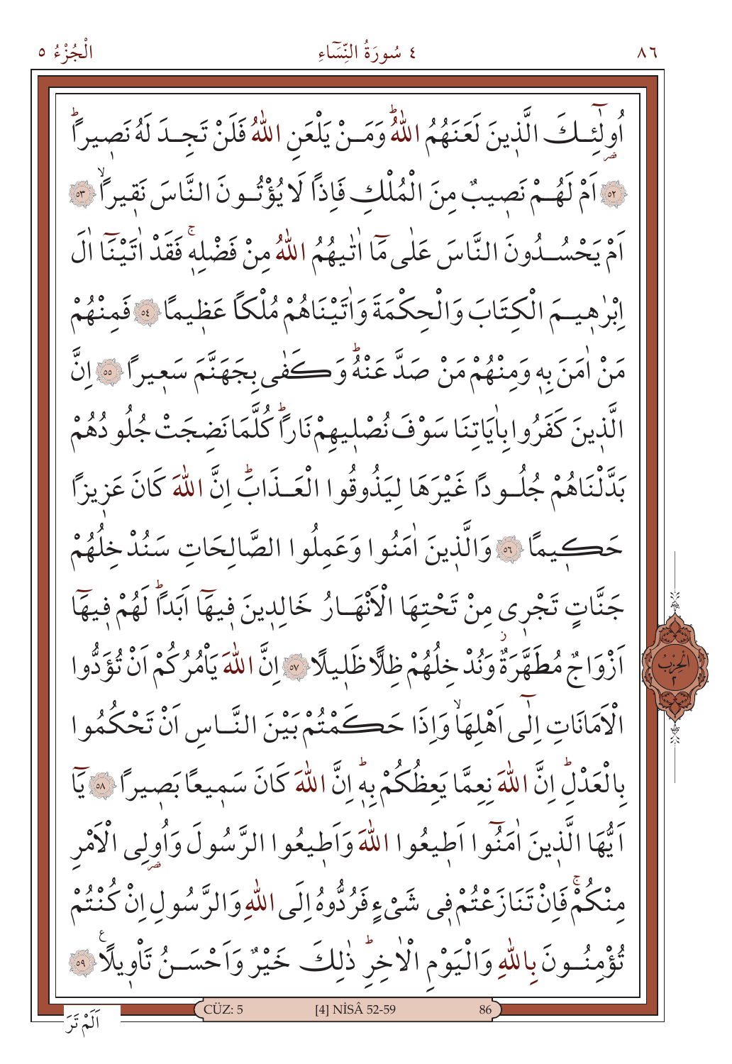اُولٰٓئِكَ الَّذٖينَ لَعَنَهُمُ اللّٰهُ وَمَنْ يَلْعَنِ اللّٰهُ فَلَنْ تَجِدَ لَهُ نَصٖيرًا ﴿٥٢﴾ اَمْ لَهُمْ نَصٖيبٌ مِنَ الْمُلْكِ فَاِذًا لَا يُؤْتُونَ النَّاسَ نَقٖيرًا ﴿٥٣﴾ اَمْ يَحْسُدُونَ النَّاسَ عَلٰى مَٓا اٰتٰيهُمُ اللّٰهُ مِنْ فَضْلِهٖ فَقَدْ اٰتَيْنَٓا اٰلَ اِبْرٰهٖيمَ الْكِتَابَ وَالْحِكْمَةَ وَاٰتَيْنَاهُمْ مُلْكًا عَظٖيمًا ﴿٥٤﴾ فَمِنْهُمْ مَنْ اٰمَنَ بِهٖ وَمِنْهُمْ مَنْ صَدَّ عَنْهُ وَكَفٰى بِجَهَنَّمَ سَعٖيرًا ﴿٥٥﴾ اِنَّ الَّذٖينَ كَفَرُوا بِاٰيَاتِنَا سَوْفَ نُصْلٖيهِمْ نَارًا كُلَّمَا نَضِجَتْ جُلُودُهُمْ بَدَّلْنَاهُمْ جُلُودًا غَيْرَهَا لِيَذُوقُوا الْعَذَابَ اِنَّ اللّٰهَ كَانَ عَزٖيزًا حَكٖيمًا ﴿٥٦﴾ وَالَّذٖينَ اٰمَنُوا وَعَمِلُوا الصَّالِحَاتِ سَنُدْخِلُهُمْ جَنَّاتٍ تَجْرٖى مِنْ تَحْتِهَا الْاَنْهَارُ خَالِدٖينَ فٖيهَٓا اَبَدًا لَهُمْ فٖيهَٓا اَزْوَاجٌ مُطَهَّرَةٌ وَنُدْخِلُهُمْ ظِلًّا ظَلٖيلًا ﴿٥٧﴾ اِنَّ اللّٰهَ يَأْمُرُكُمْ اَنْ تُؤَدُّوا الْاَمَانَاتِ اِلٰٓى اَهْلِهَا وَاِذَا حَكَمْتُمْ بَيْنَ النَّاسِ اَنْ تَحْكُمُوا بِالْعَدْلِ اِنَّ اللّٰهَ نِعِمَّا يَعِظُكُمْ بِهٖ اِنَّ اللّٰهَ كَانَ سَمٖيعًا بَصٖيرًا ﴿٥٨﴾ يَٓا اَيُّهَا الَّذٖينَ اٰمَنُٓوا اَطٖيعُوا اللّٰهَ وَاَطٖيعُوا الرَّسُولَ وَاُولِى الْاَمْرِ مِنْكُمْ فَاِنْ تَنَازَعْتُمْ فٖى شَیْءٍ فَرُدُّوهُ اِلَى اللّٰهِ وَالرَّسُولِ اِنْ كُنْتُمْ تُؤْمِنُونَ بِاللّٰهِ وَالْيَوْمِ الْاٰخِرِ ذٰلِكَ خَيْرٌ وَاَحْسَنُ تَأْوٖيلًا ﴿٥٩﴾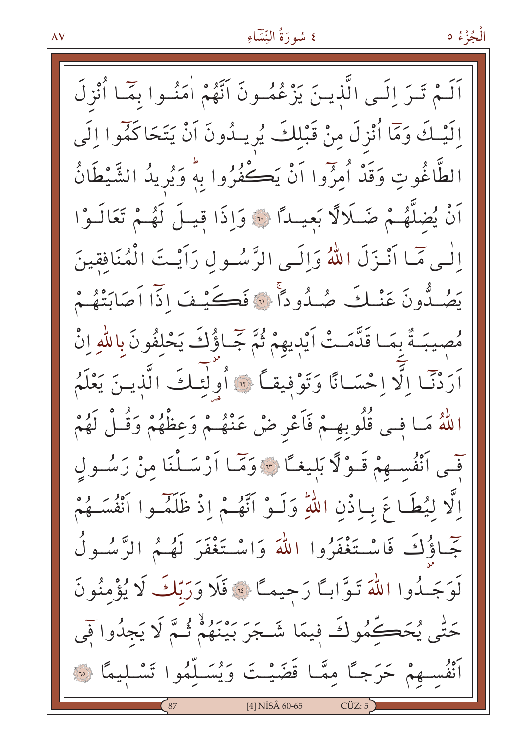اَلَمْ تَرَ اِلَى الَّذ۪ينَ يَزْعُمُونَ اَنَّهُمْ اٰمَنُوا بِمَٓا اُنْزِلَ اِلَيْكَ وَمَٓا اُنْزِلَ مِنْ قَبْلِكَ يُر۪يدُونَ اَنْ يَتَحَاكَمُٓوا اِلَى الطَّاغُوتِ وَقَدْ اُمِرُٓوا اَنْ يَكْفُرُوا بِه۪ۜ وَيُر۪يدُ الشَّيْطَانُ اَنْ يُضِلَّهُمْ ضَلَالًا بَع۪يدًا ﴿٦٠﴾ وَاِذَا ق۪يلَ لَهُمْ تَعَالَوْا اِلٰى مَٓا اَنْزَلَ اللّٰهُ وَاِلَى الرَّسُولِ رَاَيْتَ الْمُنَافِق۪ينَ يَصُدُّونَ عَنْكَ صُدُودًاۚ ﴿٦١﴾ فَكَيْفَ اِذَٓا اَصَابَتْهُمْ مُص۪يبَةٌ بِمَا قَدَّمَتْ اَيْد۪يهِمْ ثُمَّ جَٓاؤُ۫كَ يَحْلِفُونَ بِاللّٰهِ اِنْ اَرَدْنَٓا اِلَّٓا اِحْسَانًا وَتَوْف۪يقًا ﴿٦٢﴾ اُو۬لٰٓئِكَ الَّذ۪ينَ يَعْلَمُ اللّٰهُ مَا ف۪ي قُلُوبِهِمْ فَاَعْرِضْ عَنْهُمْ وَعِظْهُمْ وَقُلْ لَهُمْ ف۪ٓي اَنْفُسِهِمْ قَوْلًا بَل۪يغًا ﴿٦٣﴾ وَمَٓا اَرْسَلْنَا مِنْ رَسُولٍ اِلَّا لِيُطَاعَ بِاِذْنِ اللّٰهِۜ وَلَوْ اَنَّهُمْ اِذْ ظَلَمُٓوا اَنْفُسَهُمْ جَٓاؤُ۫كَ فَاسْتَغْفَرُوا اللّٰهَ وَاسْتَغْفَرَ لَهُمُ الرَّسُولُ لَوَجَدُوا اللّٰهَ تَوَّابًا رَح۪يمًا ﴿٦٤﴾ فَلَا وَرَبِّكَ لَا يُؤْمِنُونَ حَتّٰى يُحَكِّمُوكَ ف۪يمَا شَجَرَ بَيْنَهُمْ ثُمَّ لَا يَجِدُوا ف۪ٓي اَنْفُسِهِمْ حَرَجًا مِمَّا قَضَيْتَ وَيُسَلِّمُوا تَسْل۪يمًا ﴿٦٥﴾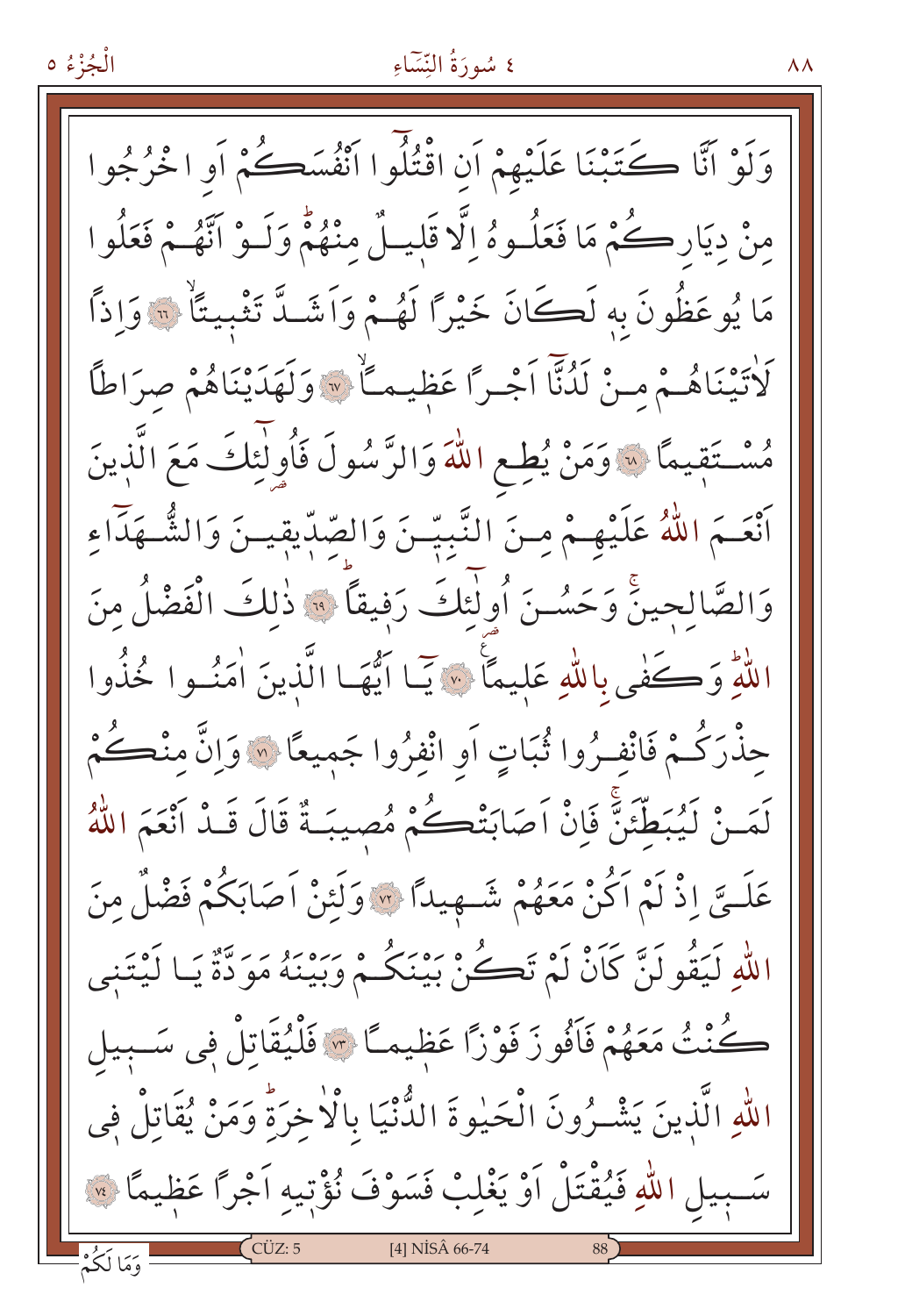وَلَوْ اَنَّا كَتَبْنَا عَلَيْهِمْ اَنِ اقْتُلُوا اَنْفُسَكُمْ اَوِ اخْرُجُوا مِنْ دِيَارِكُمْ مَا فَعَلُوهُ اِلَّا قَليلٌ مِنْهُمْ وَلَوْ اَنَّهُمْ فَعَلُوا مَا يُوعَظُونَ بِه۪ لَكَانَ خَيْرًا لَهُمْ وَاَشَدَّ تَثْب۪يتًاۙ ﴿٦٦﴾ وَاِذًا لَاٰتَيْنَاهُمْ مِنْ لَدُنَّا اَجْرًا عَظ۪يمًاۙ ﴿٦٧﴾ وَلَهَدَيْنَاهُمْ صِرَاطًا مُسْتَق۪يمًا ﴿٦٨﴾ وَمَنْ يُطِعِ اللّٰهَ وَالرَّسُولَ فَاُو۬لٰٓئِكَ مَعَ الَّذ۪ينَ اَنْعَمَ اللّٰهُ عَلَيْهِمْ مِنَ النَّبِيّ۪نَ وَالصِّدّ۪يق۪ينَ وَالشُّهَدَٓاءِ وَالصَّالِح۪ينَۚ وَحَسُنَ اُو۬لٰٓئِكَ رَف۪يقًاۜ ﴿٦٩﴾ ذٰلِكَ الْفَضْلُ مِنَ اللّٰهِۜ وَكَفٰى بِاللّٰهِ عَل۪يمًا ﴿٧٠﴾ يَٓا اَيُّهَا الَّذ۪ينَ اٰمَنُوا خُذُوا حِذْرَكُمْ فَانْفِرُوا ثُبَاتٍ اَوِ انْفِرُوا جَم۪يعًا ﴿٧١﴾ وَاِنَّ مِنْكُمْ لَمَنْ لَيُبَطِّئَنَّۚ فَاِنْ اَصَابَتْكُمْ مُص۪يبَةٌ قَالَ قَدْ اَنْعَمَ اللّٰهُ عَلَيَّ اِذْ لَمْ اَكُنْ مَعَهُمْ شَه۪يدًا ﴿٧٢﴾ وَلَئِنْ اَصَابَكُمْ فَضْلٌ مِنَ اللّٰهِ لَيَقُولَنَّ كَاَنْ لَمْ تَكُنْ بَيْنَكُمْ وَبَيْنَهُ مَوَدَّةٌ يَا لَيْتَن۪ي كُنْتُ مَعَهُمْ فَاَفُوزَ فَوْزًا عَظ۪يمًا ﴿٧٣﴾ فَلْيُقَاتِلْ ف۪ي سَب۪يلِ اللّٰهِ الَّذ۪ينَ يَشْرُونَ الْحَيٰوةَ الدُّنْيَا بِالْاٰخِرَةِۜ وَمَنْ يُقَاتِلْ ف۪ي سَب۪يلِ اللّٰهِ فَيُقْتَلْ اَوْ يَغْلِبْ فَسَوْفَ نُؤْت۪يهِ اَجْرًا عَظ۪يمًا ﴿٧٤﴾

[4] NİSÂ 66-74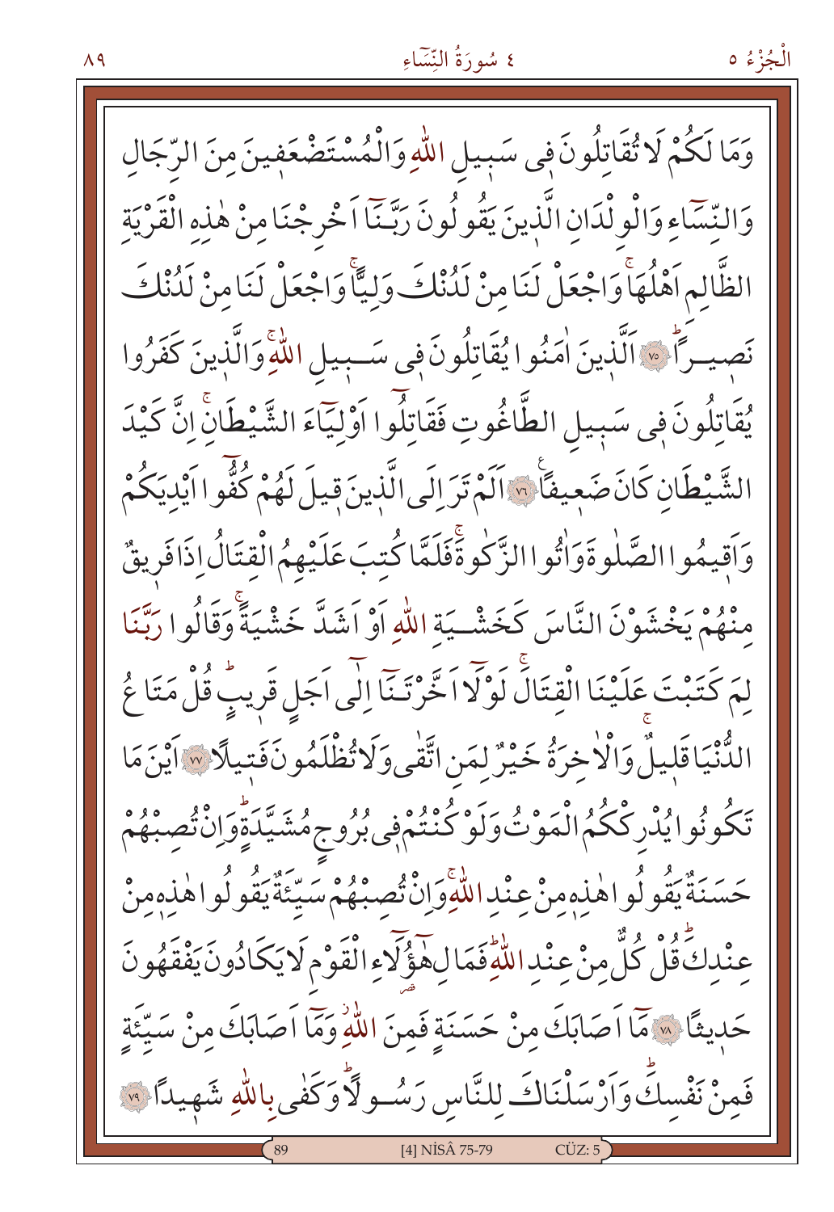وَمَا لَكُمْ لَا تُقَاتِلُونَ فِى سَبِيلِ اللّٰهِ وَالْمُسْتَضْعَفِينَ مِنَ الرِّجَالِ وَالنِّسَٓاءِ وَالْوِلْدَانِ الَّذِينَ يَقُولُونَ رَبَّنَٓا اَخْرِجْنَا مِنْ هٰذِهِ الْقَرْيَةِ الظَّالِمِ اَهْلُهَاۚ وَاجْعَلْ لَنَا مِنْ لَدُنْكَ وَلِيًّاۚ وَاجْعَلْ لَنَا مِنْ لَدُنْكَ نَصِيرًاۜ ﴿٧٥﴾ اَلَّذِينَ اٰمَنُوا يُقَاتِلُونَ فِى سَبِيلِ اللّٰهِۚ وَالَّذِينَ كَفَرُوا يُقَاتِلُونَ فِى سَبِيلِ الطَّاغُوتِ فَقَاتِلُٓوا اَوْلِيَٓاءَ الشَّيْطَانِۚ اِنَّ كَيْدَ الشَّيْطَانِ كَانَ ضَعِيفًاۚ ﴿٧٦﴾ اَلَمْ تَرَ اِلَى الَّذِينَ قِيلَ لَهُمْ كُفُّٓوا اَيْدِيَكُمْ وَاَقِيمُوا الصَّلٰوةَ وَاٰتُوا الزَّكٰوةَۚ فَلَمَّا كُتِبَ عَلَيْهِمُ الْقِتَالُ اِذَا فَرِيقٌ مِنْهُمْ يَخْشَوْنَ النَّاسَ كَخَشْيَةِ اللّٰهِ اَوْ اَشَدَّ خَشْيَةًۚ وَقَالُوا رَبَّنَا لِمَ كَتَبْتَ عَلَيْنَا الْقِتَالَۚ لَوْلَٓا اَخَّرْتَنَٓا اِلٰٓى اَجَلٍ قَرِيبٍۜ قُلْ مَتَاعُ الدُّنْيَا قَلِيلٌۚ وَالْاٰخِرَةُ خَيْرٌ لِمَنِ اتَّقٰى وَلَا تُظْلَمُونَ فَتِيلًا ﴿٧٧﴾ اَيْنَ مَا تَكُونُوا يُدْرِكْكُمُ الْمَوْتُ وَلَوْ كُنْتُمْ فِى بُرُوجٍ مُشَيَّدَةٍۜ وَاِنْ تُصِبْهُمْ حَسَنَةٌ يَقُولُوا هٰذِهِ مِنْ عِنْدِ اللّٰهِۚ وَاِنْ تُصِبْهُمْ سَيِّئَةٌ يَقُولُوا هٰذِهِ مِنْ عِنْدِكَۜ قُلْ كُلٌّ مِنْ عِنْدِ اللّٰهِۜ فَمَالِ هٰٓؤُلَٓاءِ الْقَوْمِ لَا يَكَادُونَ يَفْقَهُونَ حَدِيثًا ﴿٧٨﴾ مَٓا اَصَابَكَ مِنْ حَسَنَةٍ فَمِنَ اللّٰهِۘ وَمَٓا اَصَابَكَ مِنْ سَيِّئَةٍ فَمِنْ نَفْسِكَۜ وَاَرْسَلْنَاكَ لِلنَّاسِ رَسُولًاۜ وَكَفٰى بِاللّٰهِ شَهِيدًا ﴿٧٩﴾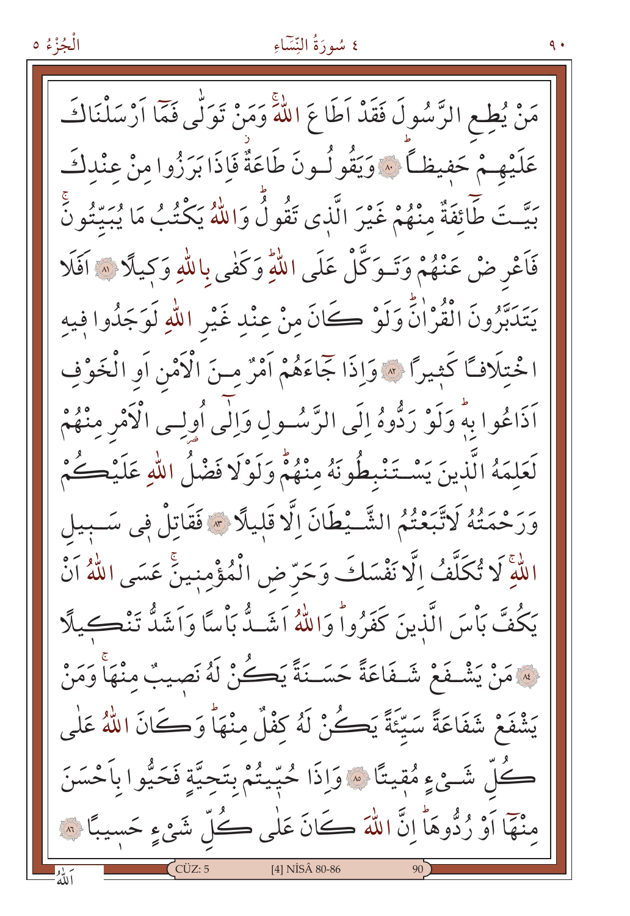مَنْ يُطِعِ الرَّسُولَ فَقَدْ اَطَاعَ اللّٰهَۚ وَمَنْ تَوَلّٰى فَمَٓا اَرْسَلْنَاكَ عَلَيْهِمْ حَفِيظاًۜ ﴿٨٠﴾ وَيَقُولُونَ طَاعَةٌۘ فَاِذَا بَرَزُوا مِنْ عِنْدِكَ بَيَّتَ طَٓائِفَةٌ مِنْهُمْ غَيْرَ الَّذٖي تَقُولُۜ وَاللّٰهُ يَكْتُبُ مَا يُبَيِّتُونَۚ فَاَعْرِضْ عَنْهُمْ وَتَوَكَّلْ عَلَى اللّٰهِۜ وَكَفٰى بِاللّٰهِ وَكٖيلاً ﴿٨١﴾ اَفَلَا يَتَدَبَّرُونَ الْقُرْاٰنَۜ وَلَوْ كَانَ مِنْ عِنْدِ غَيْرِ اللّٰهِ لَوَجَدُوا فٖيهِ اخْتِلَافاً كَثٖيراً ﴿٨٢﴾ وَاِذَا جَٓاءَهُمْ اَمْرٌ مِنَ الْاَمْنِ اَوِ الْخَوْفِ اَذَاعُوا بِهٖۜ وَلَوْ رَدُّوهُ اِلَى الرَّسُولِ وَاِلٰٓى اُو۬لِي الْاَمْرِ مِنْهُمْ لَعَلِمَهُ الَّذٖينَ يَسْتَنْبِطُونَهُ مِنْهُمْۜ وَلَوْلَا فَضْلُ اللّٰهِ عَلَيْكُمْ وَرَحْمَتُهُ لَاتَّبَعْتُمُ الشَّيْطَانَ اِلَّا قَلٖيلاً ﴿٨٣﴾ فَقَاتِلْ فٖي سَبٖيلِ اللّٰهِۚ لَا تُكَلَّفُ اِلَّا نَفْسَكَ وَحَرِّضِ الْمُؤْمِنٖينَۚ عَسَى اللّٰهُ اَنْ يَكُفَّ بَأْسَ الَّذٖينَ كَفَرُواۜ وَاللّٰهُ اَشَدُّ بَأْساً وَاَشَدُّ تَنْكٖيلاً ﴿٨٤﴾ مَنْ يَشْفَعْ شَفَاعَةً حَسَنَةً يَكُنْ لَهُ نَصٖيبٌ مِنْهَاۚ وَمَنْ يَشْفَعْ شَفَاعَةً سَيِّئَةً يَكُنْ لَهُ كِفْلٌ مِنْهَاۜ وَكَانَ اللّٰهُ عَلٰى كُلِّ شَيْءٍ مُقٖيتاً ﴿٨٥﴾ وَاِذَا حُيِّيتُمْ بِتَحِيَّةٍ فَحَيُّوا بِاَحْسَنَ مِنْهَٓا اَوْ رُدُّوهَاۜ اِنَّ اللّٰهَ كَانَ عَلٰى كُلِّ شَيْءٍ حَسٖيباً ﴿٨٦﴾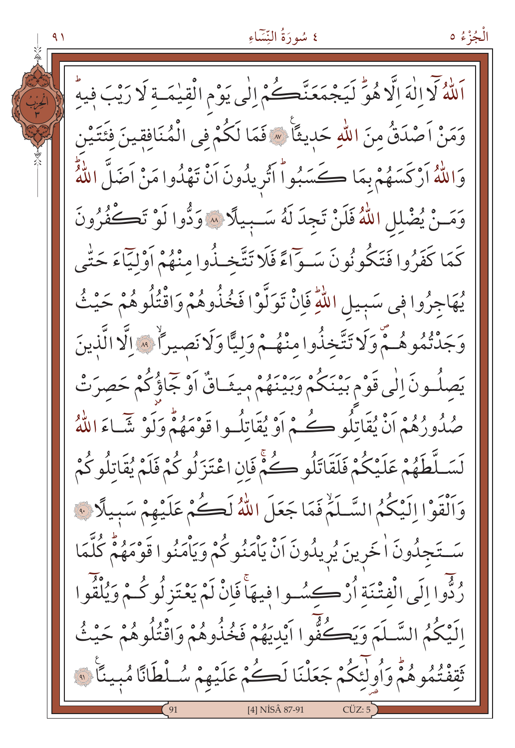اَللّٰهُ لَٓا اِلٰهَ اِلَّا هُوَؕ لَيَجْمَعَنَّكُمْ اِلٰى يَوْمِ الْقِيٰمَةِ لَا رَيْبَ فِيهِؕ

وَمَنْ اَصْدَقُ مِنَ اللّٰهِ حَدِيثاً ﴿٨٧﴾ فَمَا لَكُمْ فِي الْمُنَافِقِينَ فِئَتَيْنِ

وَاللّٰهُ اَرْكَسَهُمْ بِمَا كَسَبُواؕ اَتُرِيدُونَ اَنْ تَهْدُوا مَنْ اَضَلَّ اللّٰهُؕ

وَمَنْ يُضْلِلِ اللّٰهُ فَلَنْ تَجِدَ لَهُ سَبِيلاً ﴿٨٨﴾ وَدُّوا لَوْ تَكْفُرُونَ

كَمَا كَفَرُوا فَتَكُونُونَ سَوَٓاءً فَلَا تَتَّخِذُوا مِنْهُمْ اَوْلِيَٓاءَ حَتّٰى

يُهَاجِرُوا فِي سَبِيلِ اللّٰهِؕ فَاِنْ تَوَلَّوْا فَخُذُوهُمْ وَاقْتُلُوهُمْ حَيْثُ

وَجَدْتُمُوهُمْۖ وَلَا تَتَّخِذُوا مِنْهُمْ وَلِيًّا وَلَا نَصِيراًۙ ﴿٨٩﴾ اِلَّا الَّذِينَ

يَصِلُونَ اِلٰى قَوْمٍ بَيْنَكُمْ وَبَيْنَهُمْ مِيثَاقٌ اَوْ جَٓاؤُ۫كُمْ حَصِرَتْ

صُدُورُهُمْ اَنْ يُقَاتِلُوكُمْ اَوْ يُقَاتِلُوا قَوْمَهُمْؕ وَلَوْ شَٓاءَ اللّٰهُ

لَسَلَّطَهُمْ عَلَيْكُمْ فَلَقَاتَلُوكُمْۚ فَاِنِ اعْتَزَلُوكُمْ فَلَمْ يُقَاتِلُوكُمْ

وَاَلْقَوْا اِلَيْكُمُ السَّلَمَۙ فَمَا جَعَلَ اللّٰهُ لَكُمْ عَلَيْهِمْ سَبِيلاً ﴿٩٠﴾

سَتَجِدُونَ اٰخَرِينَ يُرِيدُونَ اَنْ يَاْمَنُوكُمْ وَيَاْمَنُوا قَوْمَهُمْؕ كُلَّمَا

رُدُّٓوا اِلَى الْفِتْنَةِ اُرْكِسُوا فِيهَاۚ فَاِنْ لَمْ يَعْتَزِلُوكُمْ وَيُلْقُٓوا

اِلَيْكُمُ السَّلَمَ وَيَكُفُّٓوا اَيْدِيَهُمْ فَخُذُوهُمْ وَاقْتُلُوهُمْ حَيْثُ

ثَقِفْتُمُوهُمْؕ وَاُو۬لٰٓئِكُمْ جَعَلْنَا لَكُمْ عَلَيْهِمْ سُلْطَاناً مُبِيناً ﴿٩١﴾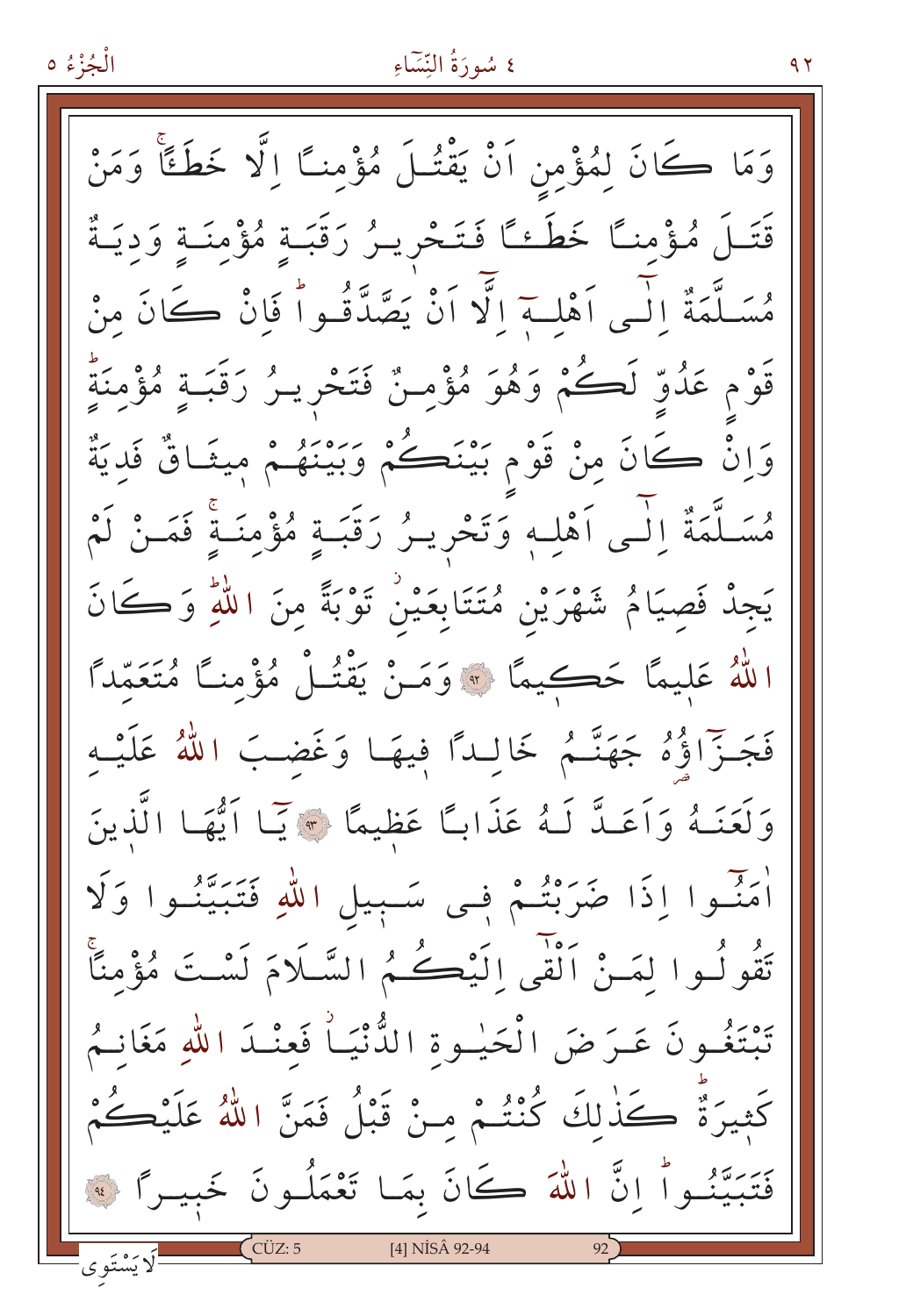وَمَا كَانَ لِمُؤْمِنٍ اَنْ يَقْتُلَ مُؤْمِنًا اِلَّا خَطَـًٔا وَمَنْ قَتَلَ مُؤْمِنًا خَطَـًٔا فَتَحْرِيرُ رَقَبَةٍ مُؤْمِنَةٍ وَدِيَةٌ مُسَلَّمَةٌ اِلٰٓى اَهْلِهٖٓ اِلَّٓا اَنْ يَصَّدَّقُواۜ فَاِنْ كَانَ مِنْ قَوْمٍ عَدُوٍّ لَكُمْ وَهُوَ مُؤْمِنٌ فَتَحْرِيرُ رَقَبَةٍ مُؤْمِنَةٍۜ وَاِنْ كَانَ مِنْ قَوْمٍ بَيْنَكُمْ وَبَيْنَهُمْ مِيثَاقٌ فَدِيَةٌ مُسَلَّمَةٌ اِلٰٓى اَهْلِهٖ وَتَحْرِيرُ رَقَبَةٍ مُؤْمِنَةٍۚ فَمَنْ لَمْ يَجِدْ فَصِيَامُ شَهْرَيْنِ مُتَتَابِعَيْنِۘ تَوْبَةً مِنَ اللّٰهِۜ وَكَانَ اللّٰهُ عَلِيمًا حَكِيمًا ﴿٩٢﴾ وَمَنْ يَقْتُلْ مُؤْمِنًا مُتَعَمِّدًا فَجَزَٓاؤُ۬هُ جَهَنَّمُ خَالِدًا فِيهَا وَغَضِبَ اللّٰهُ عَلَيْهِ وَلَعَنَهُ وَاَعَدَّ لَهُ عَذَابًا عَظِيمًا ﴿٩٣﴾ يَٓا اَيُّهَا الَّذِينَ اٰمَنُٓوا اِذَا ضَرَبْتُمْ فِي سَبِيلِ اللّٰهِ فَتَبَيَّنُوا وَلَا تَقُولُوا لِمَنْ اَلْقٰٓى اِلَيْكُمُ السَّلَامَ لَسْتَ مُؤْمِنًاۚ تَبْتَغُونَ عَرَضَ الْحَيٰوةِ الدُّنْيَاۘ فَعِنْدَ اللّٰهِ مَغَانِمُ كَثِيرَةٌۜ كَذٰلِكَ كُنْتُمْ مِنْ قَبْلُ فَمَنَّ اللّٰهُ عَلَيْكُمْ فَتَبَيَّنُواۜ اِنَّ اللّٰهَ كَانَ بِمَا تَعْمَلُونَ خَبِيرًا ﴿٩٤﴾

لَا يَسْتَوِي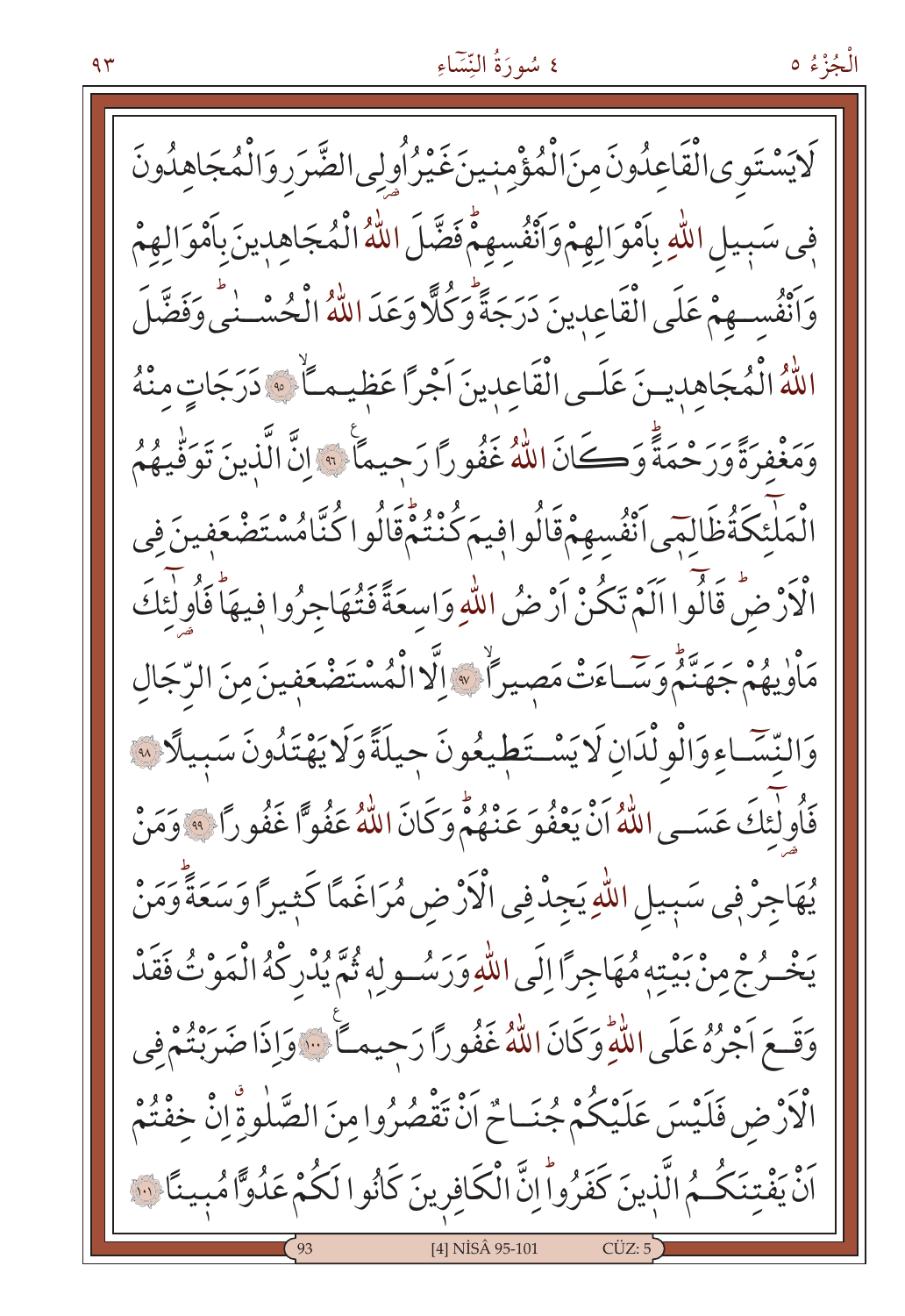لَا يَسْتَوِى الْقَاعِدُونَ مِنَ الْمُؤْمِنِينَ غَيْرُ اُولِى الضَّرَرِ وَالْمُجَاهِدُونَ فِى سَبِيلِ اللّٰهِ بِاَمْوَالِهِمْ وَاَنْفُسِهِمْۜ فَضَّلَ اللّٰهُ الْمُجَاهِدِينَ بِاَمْوَالِهِمْ وَاَنْفُسِهِمْ عَلَى الْقَاعِدِينَ دَرَجَةًۜ وَكُلًّا وَعَدَ اللّٰهُ الْحُسْنٰىۜ وَفَضَّلَ اللّٰهُ الْمُجَاهِدِينَ عَلَى الْقَاعِدِينَ اَجْرًا عَظِيمًاۙ ﴿٩٥﴾ دَرَجَاتٍ مِنْهُ وَمَغْفِرَةً وَرَحْمَةًۜ وَكَانَ اللّٰهُ غَفُورًا رَحِيمًا ﴿٩٦﴾ اِنَّ الَّذِينَ تَوَفّٰيهُمُ الْمَلٰٓئِكَةُ ظَالِمِىٓ اَنْفُسِهِمْ قَالُوا فِيمَ كُنْتُمْۜ قَالُوا كُنَّا مُسْتَضْعَفِينَ فِى الْاَرْضِۜ قَالُوٓا اَلَمْ تَكُنْ اَرْضُ اللّٰهِ وَاسِعَةً فَتُهَاجِرُوا فِيهَاۜ فَاُولٰٓئِكَ مَاْوٰيهُمْ جَهَنَّمُۜ وَسَٓاءَتْ مَصِيرًاۙ ﴿٩٧﴾ اِلَّا الْمُسْتَضْعَفِينَ مِنَ الرِّجَالِ وَالنِّسَٓاءِ وَالْوِلْدَانِ لَا يَسْتَطِيعُونَ حِيلَةً وَلَا يَهْتَدُونَ سَبِيلًا ﴿٩٨﴾ فَاُولٰٓئِكَ عَسَى اللّٰهُ اَنْ يَعْفُوَ عَنْهُمْۜ وَكَانَ اللّٰهُ عَفُوًّا غَفُورًا ﴿٩٩﴾ وَمَنْ يُهَاجِرْ فِى سَبِيلِ اللّٰهِ يَجِدْ فِى الْاَرْضِ مُرَاغَمًا كَثِيرًا وَسَعَةًۜ وَمَنْ يَخْرُجْ مِنْ بَيْتِهِ مُهَاجِرًا اِلَى اللّٰهِ وَرَسُولِهِ ثُمَّ يُدْرِكْهُ الْمَوْتُ فَقَدْ وَقَعَ اَجْرُهُ عَلَى اللّٰهِۜ وَكَانَ اللّٰهُ غَفُورًا رَحِيمًا ﴿١٠٠﴾ وَاِذَا ضَرَبْتُمْ فِى الْاَرْضِ فَلَيْسَ عَلَيْكُمْ جُنَاحٌ اَنْ تَقْصُرُوا مِنَ الصَّلٰوةِۗ اِنْ خِفْتُمْ اَنْ يَفْتِنَكُمُ الَّذِينَ كَفَرُواۜ اِنَّ الْكَافِرِينَ كَانُوا لَكُمْ عَدُوًّا مُبِينًا ﴿١٠١﴾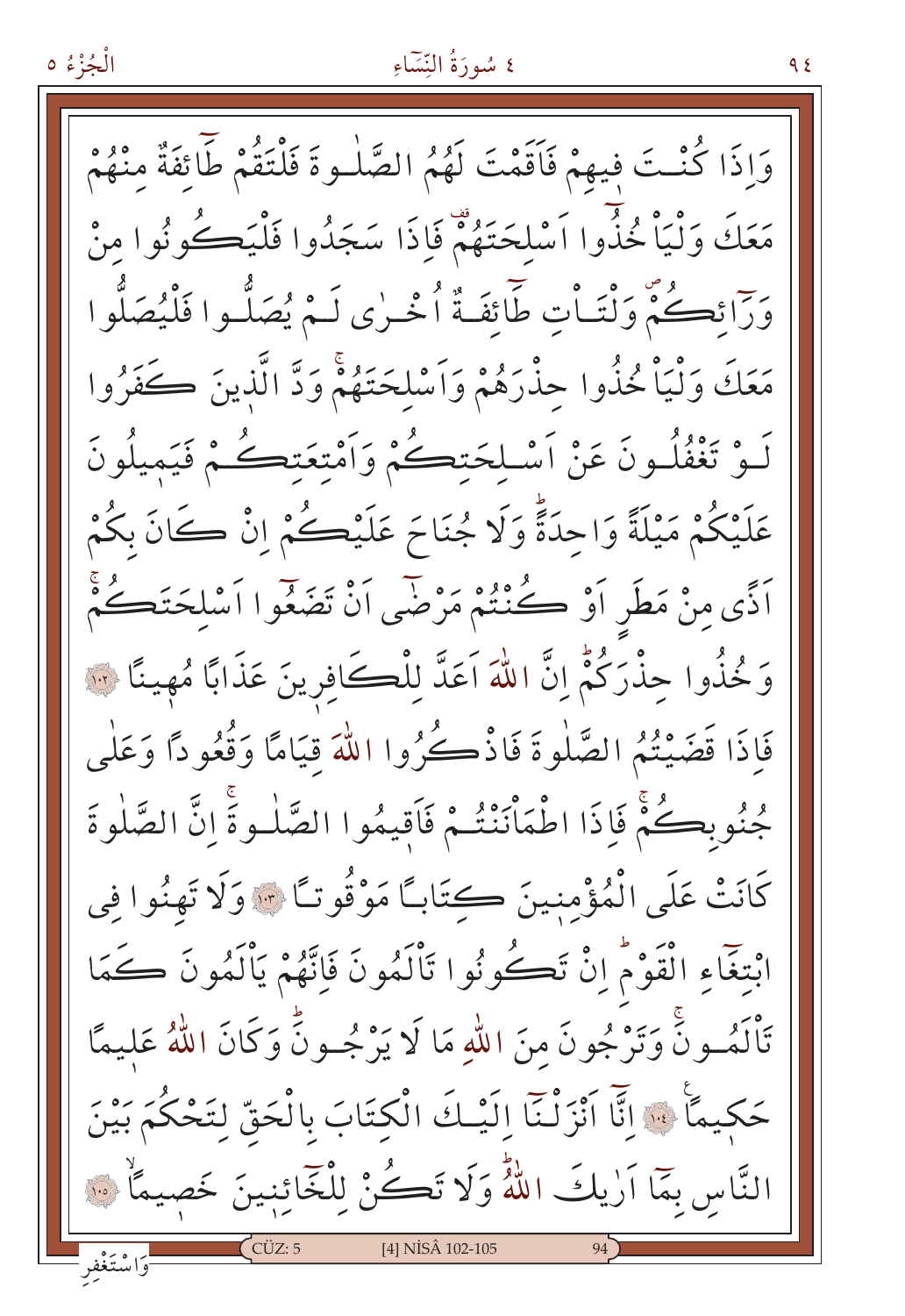وَاِذَا كُنْتَ فِيهِمْ فَاَقَمْتَ لَهُمُ الصَّلٰوةَ فَلْتَقُمْ طَٓائِفَةٌ مِنْهُمْ مَعَكَ وَلْيَاْخُذُٓوا اَسْلِحَتَهُمْ فَاِذَا سَجَدُوا فَلْيَكُونُوا مِنْ وَرَٓائِكُمْ وَلْتَاْتِ طَٓائِفَةٌ اُخْرٰى لَمْ يُصَلُّوا فَلْيُصَلُّوا مَعَكَ وَلْيَاْخُذُوا حِذْرَهُمْ وَاَسْلِحَتَهُمْ وَدَّ الَّذِينَ كَفَرُوا لَوْ تَغْفُلُونَ عَنْ اَسْلِحَتِكُمْ وَاَمْتِعَتِكُمْ فَيَمِيلُونَ عَلَيْكُمْ مَيْلَةً وَاحِدَةً وَلَا جُنَاحَ عَلَيْكُمْ اِنْ كَانَ بِكُمْ اَذًى مِنْ مَطَرٍ اَوْ كُنْتُمْ مَرْضٰٓى اَنْ تَضَعُٓوا اَسْلِحَتَكُمْ وَخُذُوا حِذْرَكُمْ اِنَّ اللّٰهَ اَعَدَّ لِلْكَافِرِينَ عَذَابًا مُهِينًا ﴿١٠٢﴾ فَاِذَا قَضَيْتُمُ الصَّلٰوةَ فَاذْكُرُوا اللّٰهَ قِيَامًا وَقُعُودًا وَعَلٰى جُنُوبِكُمْ فَاِذَا اطْمَاْنَنْتُمْ فَاَقِيمُوا الصَّلٰوةَ اِنَّ الصَّلٰوةَ كَانَتْ عَلَى الْمُؤْمِنِينَ كِتَابًا مَوْقُوتًا ﴿١٠٣﴾ وَلَا تَهِنُوا فِى ابْتِغَٓاءِ الْقَوْمِ اِنْ تَكُونُوا تَاْلَمُونَ فَاِنَّهُمْ يَاْلَمُونَ كَمَا تَاْلَمُونَ وَتَرْجُونَ مِنَ اللّٰهِ مَا لَا يَرْجُونَ وَكَانَ اللّٰهُ عَلِيمًا حَكِيمًا ﴿١٠٤﴾ اِنَّٓا اَنْزَلْنَٓا اِلَيْكَ الْكِتَابَ بِالْحَقِّ لِتَحْكُمَ بَيْنَ النَّاسِ بِمَٓا اَرٰيكَ اللّٰهُ وَلَا تَكُنْ لِلْخَٓائِنِينَ خَصِيمًا ﴿١٠٥﴾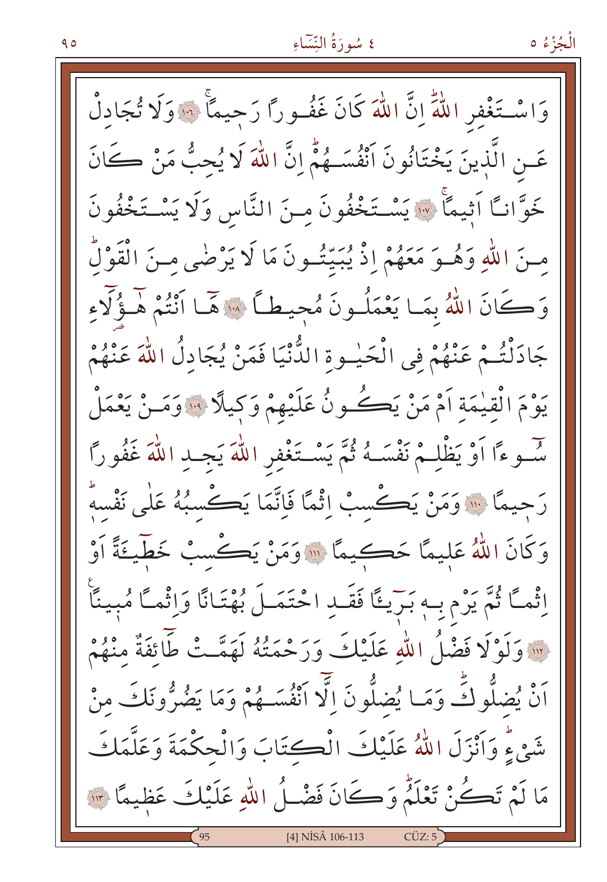وَاسْتَغْفِرِ اللّٰهَۜ اِنَّ اللّٰهَ كَانَ غَفُوراً رَحِيماًۚ ﴿١٠٦﴾ وَلَا تُجَادِلْ عَنِ الَّذِينَ يَخْتَانُونَ اَنْفُسَهُمْۜ اِنَّ اللّٰهَ لَا يُحِبُّ مَنْ كَانَ خَوَّاناً اَثِيماًۚ ﴿١٠٧﴾ يَسْتَخْفُونَ مِنَ النَّاسِ وَلَا يَسْتَخْفُونَ مِنَ اللّٰهِ وَهُوَ مَعَهُمْ اِذْ يُبَيِّتُونَ مَا لَا يَرْضٰى مِنَ الْقَوْلِۜ وَكَانَ اللّٰهُ بِمَا يَعْمَلُونَ مُحِيطاً ﴿١٠٨﴾ هَٓا اَنْتُمْ هٰٓؤُ۬لَٓاءِ جَادَلْتُمْ عَنْهُمْ فِي الْحَيٰوةِ الدُّنْيَا فَمَنْ يُجَادِلُ اللّٰهَ عَنْهُمْ يَوْمَ الْقِيٰمَةِ اَمْ مَنْ يَكُونُ عَلَيْهِمْ وَكِيلاً ﴿١٠٩﴾ وَمَنْ يَعْمَلْ سُٓوءاً اَوْ يَظْلِمْ نَفْسَهُ ثُمَّ يَسْتَغْفِرِ اللّٰهَ يَجِدِ اللّٰهَ غَفُوراً رَحِيماً ﴿١١٠﴾ وَمَنْ يَكْسِبْ اِثْماً فَاِنَّمَا يَكْسِبُهُ عَلٰى نَفْسِهِۜ وَكَانَ اللّٰهُ عَلِيماً حَكِيماً ﴿١١١﴾ وَمَنْ يَكْسِبْ خَطٖٓيـَٔةً اَوْ اِثْماً ثُمَّ يَرْمِ بِهٖ بَرٖٓيـٔاً فَقَدِ احْتَمَلَ بُهْتَاناً وَاِثْماً مُبِيناً ﴿١١٢﴾ وَلَوْلَا فَضْلُ اللّٰهِ عَلَيْكَ وَرَحْمَتُهُ لَهَمَّتْ طَٓائِفَةٌ مِنْهُمْ اَنْ يُضِلُّوكَۜ وَمَا يُضِلُّونَ اِلَّٓا اَنْفُسَهُمْ وَمَا يَضُرُّونَكَ مِنْ شَيْءٍۜ وَاَنْزَلَ اللّٰهُ عَلَيْكَ الْكِتَابَ وَالْحِكْمَةَ وَعَلَّمَكَ مَا لَمْ تَكُنْ تَعْلَمُۜ وَكَانَ فَضْلُ اللّٰهِ عَلَيْكَ عَظِيماً ﴿١١٣﴾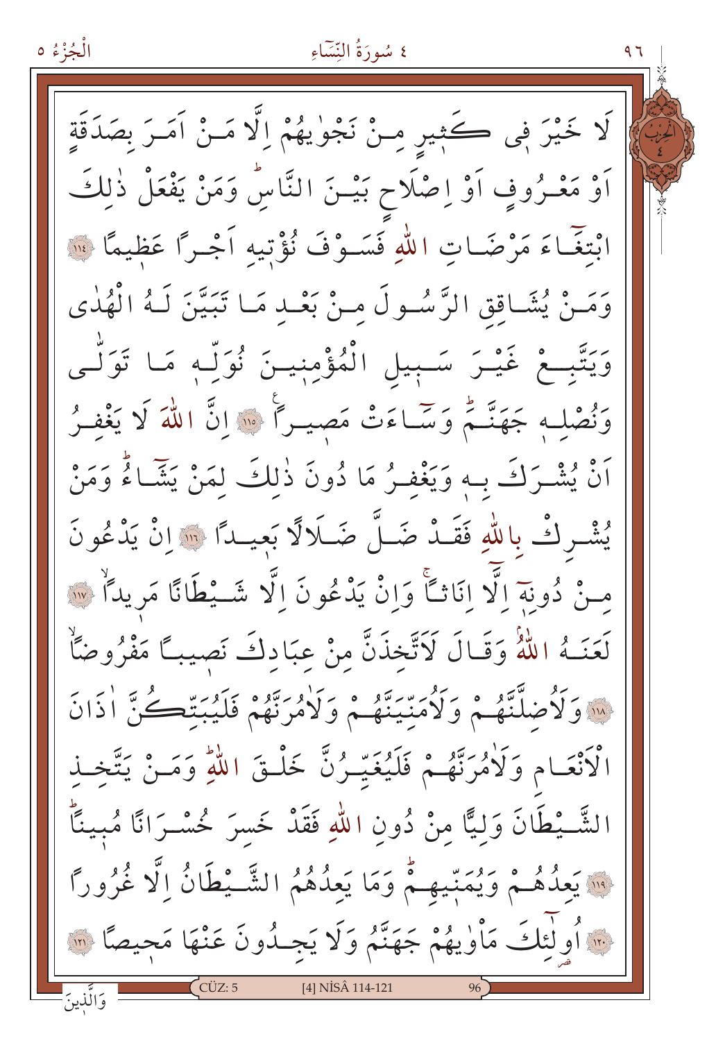لَا خَيْرَ فٖى كَثٖيرٍ مِنْ نَجْوٰيهُمْ اِلَّا مَنْ اَمَرَ بِصَدَقَةٍ اَوْ مَعْرُوفٍ اَوْ اِصْلَاحٍ بَيْنَ النَّاسِؕ وَمَنْ يَفْعَلْ ذٰلِكَ ابْتِغَٓاءَ مَرْضَاتِ اللّٰهِ فَسَوْفَ نُؤْتٖيهِ اَجْرًا عَظٖيمًا ﴿١١٤﴾ وَمَنْ يُشَاقِقِ الرَّسُولَ مِنْ بَعْدِ مَا تَبَيَّنَ لَهُ الْهُدٰى وَيَتَّبِعْ غَيْرَ سَبٖيلِ الْمُؤْمِنٖينَ نُوَلِّهٖ مَا تَوَلّٰى وَنُصْلِهٖ جَهَنَّمَۜ وَسَٓاءَتْ مَصٖيرًا ﴿١١٥﴾ اِنَّ اللّٰهَ لَا يَغْفِرُ اَنْ يُشْرَكَ بِهٖ وَيَغْفِرُ مَا دُونَ ذٰلِكَ لِمَنْ يَشَٓاءُۜ وَمَنْ يُشْرِكْ بِاللّٰهِ فَقَدْ ضَلَّ ضَلَالًا بَعٖيدًا ﴿١١٦﴾ اِنْ يَدْعُونَ مِنْ دُونِهٖٓ اِلَّٓا اِنَاثًاۚ وَاِنْ يَدْعُونَ اِلَّا شَيْطَانًا مَرٖيدًاۙ ﴿١١٧﴾ لَعَنَهُ اللّٰهُۢ وَقَالَ لَاَتَّخِذَنَّ مِنْ عِبَادِكَ نَصٖيبًا مَفْرُوضًاۙ ﴿١١٨﴾ وَلَاُضِلَّنَّهُمْ وَلَاُمَنِّيَنَّهُمْ وَلَاٰمُرَنَّهُمْ فَلَيُبَتِّكُنَّ اٰذَانَ الْاَنْعَامِ وَلَاٰمُرَنَّهُمْ فَلَيُغَيِّرُنَّ خَلْقَ اللّٰهِؕ وَمَنْ يَتَّخِذِ الشَّيْطَانَ وَلِيًّا مِنْ دُونِ اللّٰهِ فَقَدْ خَسِرَ خُسْرَانًا مُبٖينًاؕ ﴿١١٩﴾ يَعِدُهُمْ وَيُمَنّٖيهِمْۜ وَمَا يَعِدُهُمُ الشَّيْطَانُ اِلَّا غُرُورًا ﴿١٢٠﴾ اُولٰٓئِكَ مَاْوٰيهُمْ جَهَنَّمُ وَلَا يَجِدُونَ عَنْهَا مَحٖيصًا ﴿١٢١﴾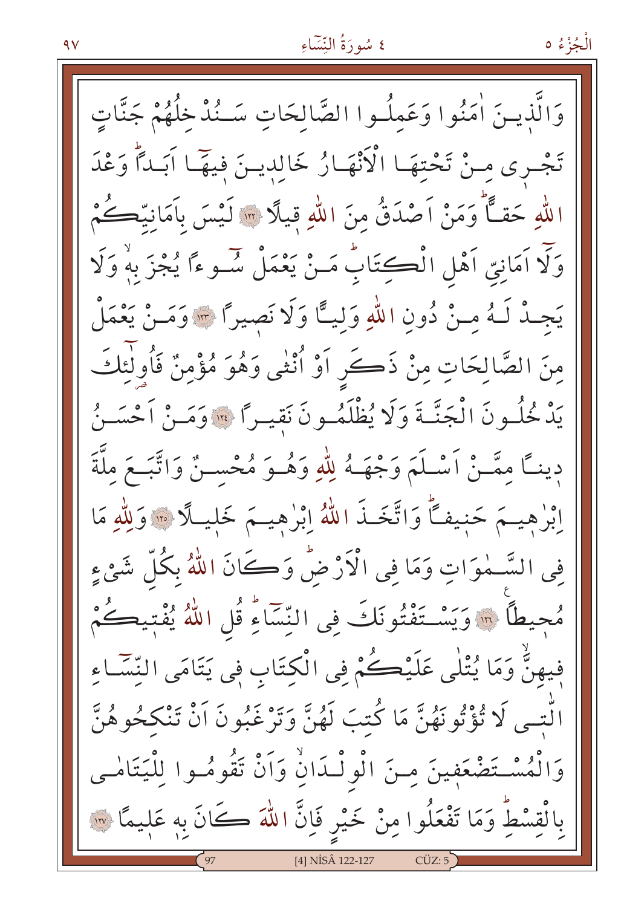وَالَّذِينَ اٰمَنُوا وَعَمِلُوا الصَّالِحَاتِ سَنُدْخِلُهُمْ جَنَّاتٍ
تَجْرِي مِنْ تَحْتِهَا الْاَنْهَارُ خَالِدِينَ فِيهَٓا اَبَداًۜ وَعْدَ
اللّٰهِ حَقّاًۜ وَمَنْ اَصْدَقُ مِنَ اللّٰهِ قِيلًا ﴿١٢٢﴾ لَيْسَ بِاَمَانِيِّكُمْ
وَلَٓا اَمَانِيِّ اَهْلِ الْكِتَابِۜ مَنْ يَعْمَلْ سُٓوءاً يُجْزَ بِهٖۙ وَلَا
يَجِدْ لَهُ مِنْ دُونِ اللّٰهِ وَلِيّاً وَلَا نَصِيراً ﴿١٢٣﴾ وَمَنْ يَعْمَلْ
مِنَ الصَّالِحَاتِ مِنْ ذَكَرٍ اَوْ اُنْثٰى وَهُوَ مُؤْمِنٌ فَاُو۬لٰٓئِكَ
يَدْخُلُونَ الْجَنَّةَ وَلَا يُظْلَمُونَ نَقِيراً ﴿١٢٤﴾ وَمَنْ اَحْسَنُ
دِيناً مِمَّنْ اَسْلَمَ وَجْهَهُ لِلّٰهِ وَهُوَ مُحْسِنٌ وَاتَّبَعَ مِلَّةَ
اِبْرٰهِيمَ حَنِيفاًۜ وَاتَّخَذَ اللّٰهُ اِبْرٰهِيمَ خَلِيلًا ﴿١٢٥﴾ وَلِلّٰهِ مَا
فِي السَّمٰوَاتِ وَمَا فِي الْاَرْضِۜ وَكَانَ اللّٰهُ بِكُلِّ شَيْءٍ
مُحِيطاً ﴿١٢٦﴾ وَيَسْتَفْتُونَكَ فِي النِّسَٓاءِۜ قُلِ اللّٰهُ يُفْتِيكُمْ
فِيهِنَّۙ وَمَا يُتْلٰى عَلَيْكُمْ فِي الْكِتَابِ فِي يَتَامَى النِّسَٓاءِ
الّٰتِي لَا تُؤْتُونَهُنَّ مَا كُتِبَ لَهُنَّ وَتَرْغَبُونَ اَنْ تَنْكِحُوهُنَّ
وَالْمُسْتَضْعَفِينَ مِنَ الْوِلْدَانِۙ وَاَنْ تَقُومُوا لِلْيَتَامٰى
بِالْقِسْطِۜ وَمَا تَفْعَلُوا مِنْ خَيْرٍ فَاِنَّ اللّٰهَ كَانَ بِهٖ عَلِيماً ﴿١٢٧﴾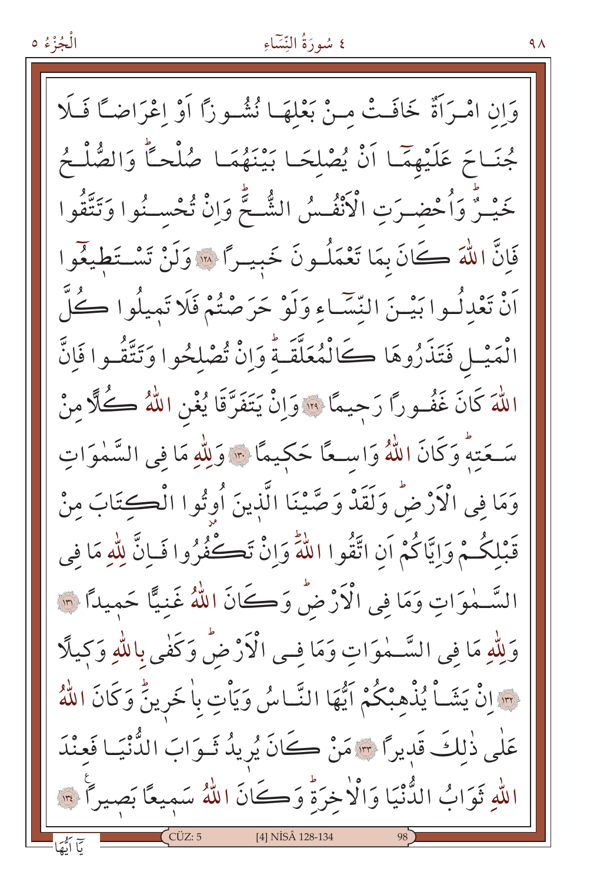وَاِنِ امْرَاَةٌ خَافَتْ مِنْ بَعْلِهَا نُشُوزًا اَوْ اِعْرَاضًا فَلَا جُنَاحَ عَلَيْهِمَٓا اَنْ يُصْلِحَا بَيْنَهُمَا صُلْحًاۜ وَالصُّلْحُ خَيْرٌۜ وَاُحْضِرَتِ الْاَنْفُسُ الشُّحَّۜ وَاِنْ تُحْسِنُوا وَتَتَّقُوا فَاِنَّ اللّٰهَ كَانَ بِمَا تَعْمَلُونَ خَبِيرًا ﴿١٢٨﴾ وَلَنْ تَسْتَطِيعُٓوا اَنْ تَعْدِلُوا بَيْنَ النِّسَٓاءِ وَلَوْ حَرَصْتُمْ فَلَا تَمِيلُوا كُلَّ الْمَيْلِ فَتَذَرُوهَا كَالْمُعَلَّقَةِۜ وَاِنْ تُصْلِحُوا وَتَتَّقُوا فَاِنَّ اللّٰهَ كَانَ غَفُورًا رَحِيمًا ﴿١٢٩﴾ وَاِنْ يَتَفَرَّقَا يُغْنِ اللّٰهُ كُلًّا مِنْ سَعَتِهٖۜ وَكَانَ اللّٰهُ وَاسِعًا حَكِيمًا ﴿١٣٠﴾ وَلِلّٰهِ مَا فِي السَّمٰوَاتِ وَمَا فِي الْاَرْضِۜ وَلَقَدْ وَصَّيْنَا الَّذِينَ اُوتُوا الْكِتَابَ مِنْ قَبْلِكُمْ وَاِيَّاكُمْ اَنِ اتَّقُوا اللّٰهَۜ وَاِنْ تَكْفُرُوا فَاِنَّ لِلّٰهِ مَا فِي السَّمٰوَاتِ وَمَا فِي الْاَرْضِۜ وَكَانَ اللّٰهُ غَنِيًّا حَمِيدًا ﴿١٣١﴾ وَلِلّٰهِ مَا فِي السَّمٰوَاتِ وَمَا فِي الْاَرْضِۜ وَكَفٰى بِاللّٰهِ وَكِيلًا ﴿١٣٢﴾ اِنْ يَشَاْ يُذْهِبْكُمْ اَيُّهَا النَّاسُ وَيَاْتِ بِاٰخَرِينَۜ وَكَانَ اللّٰهُ عَلٰى ذٰلِكَ قَدِيرًا ﴿١٣٣﴾ مَنْ كَانَ يُرِيدُ ثَوَابَ الدُّنْيَا فَعِنْدَ اللّٰهِ ثَوَابُ الدُّنْيَا وَالْاٰخِرَةِۜ وَكَانَ اللّٰهُ سَمِيعًا بَصِيرًا ﴿١٣٤﴾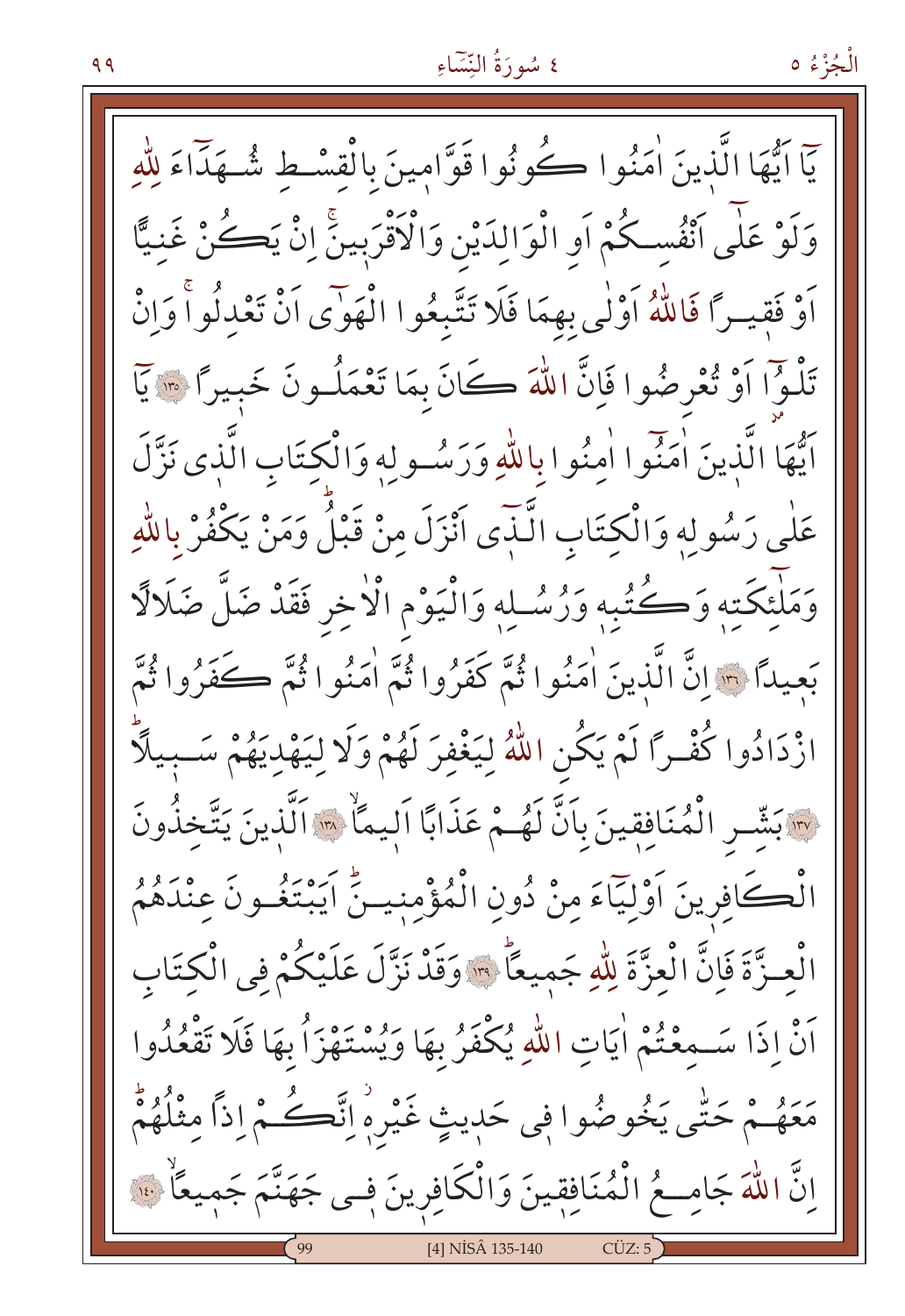يَٓا اَيُّهَا الَّذ۪ينَ اٰمَنُوا كُونُوا قَوَّام۪ينَ بِالْقِسْطِ شُهَدَٓاءَ لِلّٰهِ وَلَوْ عَلٰٓى اَنْفُسِكُمْ اَوِ الْوَالِدَيْنِ وَالْاَقْرَب۪ينَۚ اِنْ يَكُنْ غَنِيًّا اَوْ فَق۪يرًا فَاللّٰهُ اَوْلٰى بِهِمَا فَلَا تَتَّبِعُوا الْهَوٰٓى اَنْ تَعْدِلُواۚ وَاِنْ تَلْوُٓا اَوْ تُعْرِضُوا فَاِنَّ اللّٰهَ كَانَ بِمَا تَعْمَلُونَ خَب۪يرًا ﴿١٣٥﴾ يَٓا اَيُّهَا الَّذ۪ينَ اٰمَنُٓوا اٰمِنُوا بِاللّٰهِ وَرَسُولِه۪ وَالْكِتَابِ الَّذ۪ي نَزَّلَ عَلٰى رَسُولِه۪ وَالْكِتَابِ الَّـذ۪ٓي اَنْزَلَ مِنْ قَبْلُۜ وَمَنْ يَكْفُرْ بِاللّٰهِ وَمَلٰٓئِكَتِه۪ وَكُتُبِه۪ وَرُسُلِه۪ وَالْيَوْمِ الْاٰخِرِ فَقَدْ ضَلَّ ضَلَالًا بَع۪يدًا ﴿١٣٦﴾ اِنَّ الَّذ۪ينَ اٰمَنُوا ثُمَّ كَفَرُوا ثُمَّ اٰمَنُوا ثُمَّ كَفَرُوا ثُمَّ ازْدَادُوا كُفْرًا لَمْ يَكُنِ اللّٰهُ لِيَغْفِرَ لَهُمْ وَلَا لِيَهْدِيَهُمْ سَب۪يلًاۜ ﴿١٣٧﴾ بَشِّرِ الْمُنَافِق۪ينَ بِاَنَّ لَهُمْ عَذَابًا اَل۪يمًاۙ ﴿١٣٨﴾ اَلَّذ۪ينَ يَتَّخِذُونَ الْكَافِر۪ينَ اَوْلِيَٓاءَ مِنْ دُونِ الْمُؤْمِن۪ينَۜ اَيَبْتَغُونَ عِنْدَهُمُ الْعِزَّةَ فَاِنَّ الْعِزَّةَ لِلّٰهِ جَم۪يعًاۜ ﴿١٣٩﴾ وَقَدْ نَزَّلَ عَلَيْكُمْ فِي الْكِتَابِ اَنْ اِذَا سَمِعْتُمْ اٰيَاتِ اللّٰهِ يُكْفَرُ بِهَا وَيُسْتَهْزَاُ بِهَا فَلَا تَقْعُدُوا مَعَهُمْ حَتّٰى يَخُوضُوا ف۪ي حَد۪يثٍ غَيْرِه۪ٓۗ اِنَّكُمْ اِذًا مِثْلُهُمْۜ اِنَّ اللّٰهَ جَامِعُ الْمُنَافِق۪ينَ وَالْكَافِر۪ينَ ف۪ي جَهَنَّمَ جَم۪يعًاۙ ﴿١٤٠﴾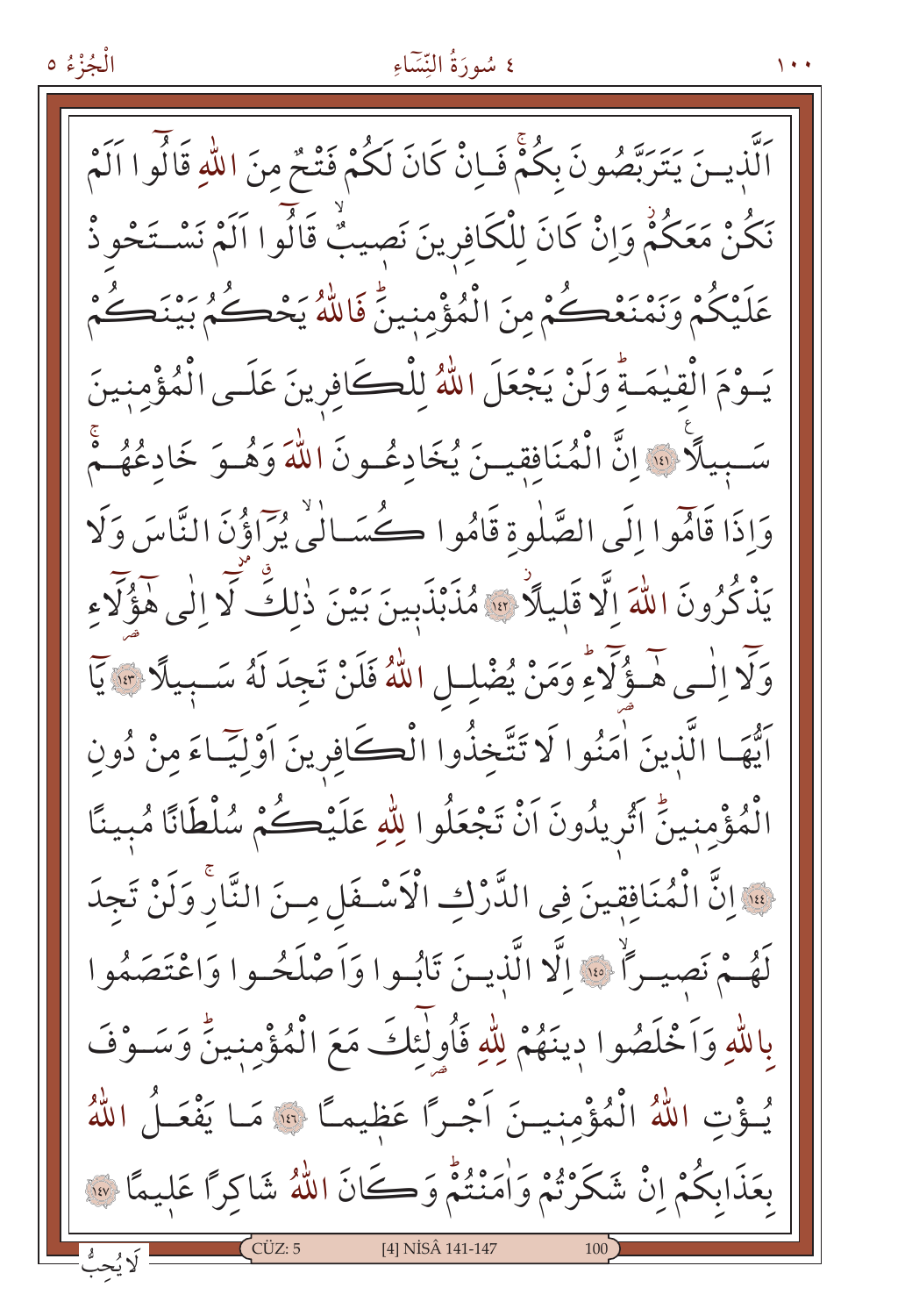اَلَّذ۪ينَ يَتَرَبَّصُونَ بِكُمْۚ فَاِنْ كَانَ لَكُمْ فَتْحٌ مِنَ اللّٰهِ قَالُٓوا اَلَمْ نَكُنْ مَعَكُمْۘ وَاِنْ كَانَ لِلْكَافِر۪ينَ نَص۪يبٌۙ قَالُٓوا اَلَمْ نَسْتَحْوِذْ عَلَيْكُمْ وَنَمْنَعْكُمْ مِنَ الْمُؤْمِن۪ينَۜ فَاللّٰهُ يَحْكُمُ بَيْنَكُمْ يَوْمَ الْقِيٰمَةِۜ وَلَنْ يَجْعَلَ اللّٰهُ لِلْكَافِر۪ينَ عَلَى الْمُؤْمِن۪ينَ سَب۪يلًا ﴿١٤١﴾ اِنَّ الْمُنَافِق۪ينَ يُخَادِعُونَ اللّٰهَ وَهُوَ خَادِعُهُمْۚ وَاِذَا قَامُٓوا اِلَى الصَّلٰوةِ قَامُوا كُسَالٰىۙ يُرَٓاؤُ۫نَ النَّاسَ وَلَا يَذْكُرُونَ اللّٰهَ اِلَّا قَل۪يلًاۙ ﴿١٤٢﴾ مُذَبْذَب۪ينَ بَيْنَ ذٰلِكَۗ لَٓا اِلٰى هٰٓؤُ۬لَٓاءِ وَلَٓا اِلٰى هٰٓؤُ۬لَٓاءِۜ وَمَنْ يُضْلِلِ اللّٰهُ فَلَنْ تَجِدَ لَهُ سَب۪يلًا ﴿١٤٣﴾ يَٓا اَيُّهَا الَّذ۪ينَ اٰمَنُوا لَا تَتَّخِذُوا الْكَافِر۪ينَ اَوْلِيَٓاءَ مِنْ دُونِ الْمُؤْمِن۪ينَۜ اَتُر۪يدُونَ اَنْ تَجْعَلُوا لِلّٰهِ عَلَيْكُمْ سُلْطَانًا مُب۪ينًا ﴿١٤٤﴾ اِنَّ الْمُنَافِق۪ينَ فِي الدَّرْكِ الْاَسْفَلِ مِنَ النَّارِۚ وَلَنْ تَجِدَ لَهُمْ نَص۪يرًاۙ ﴿١٤٥﴾ اِلَّا الَّذ۪ينَ تَابُوا وَاَصْلَحُوا وَاعْتَصَمُوا بِاللّٰهِ وَاَخْلَصُوا د۪ينَهُمْ لِلّٰهِ فَاُو۬لٰٓئِكَ مَعَ الْمُؤْمِن۪ينَۜ وَسَوْفَ يُؤْتِ اللّٰهُ الْمُؤْمِن۪ينَ اَجْرًا عَظ۪يمًا ﴿١٤٦﴾ مَا يَفْعَلُ اللّٰهُ بِعَذَابِكُمْ اِنْ شَكَرْتُمْ وَاٰمَنْتُمْۜ وَكَانَ اللّٰهُ شَاكِرًا عَل۪يمًا ﴿١٤٧﴾

لَا يُحِبُّ